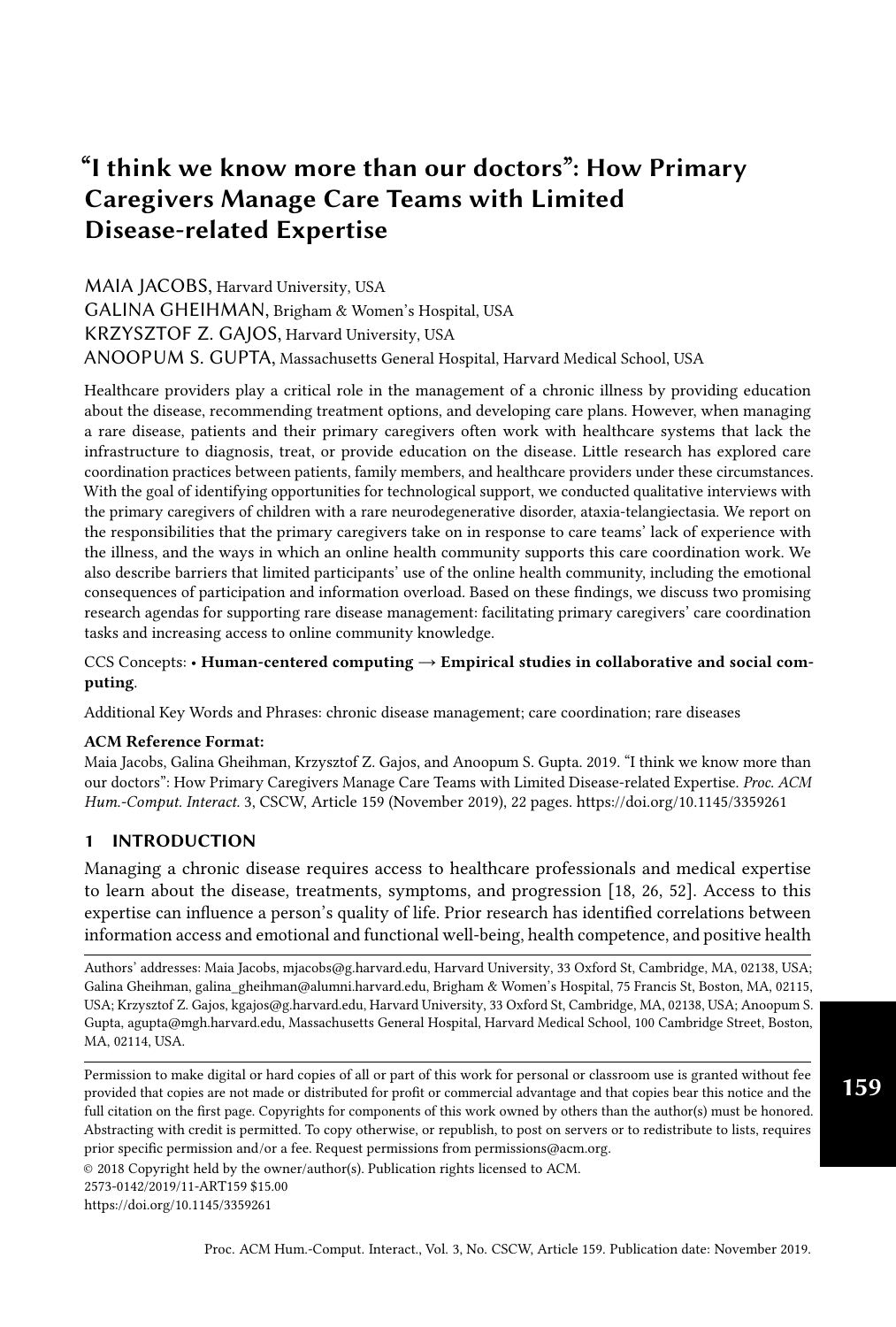# "I think we know more than our doctors": How Primary Caregivers Manage Care Teams with Limited Disease-related Expertise

MAIA JACOBS, Harvard University, USA
GALINA GHEIHMAN, Brigham & Women's Hospital, USA
KRZYSZTOF Z. GAJOS, Harvard University, USA
ANOOPUM S. GUPTA, Massachusetts General Hospital, Harvard Medical School, USA

Healthcare providers play a critical role in the management of a chronic illness by providing education about the disease, recommending treatment options, and developing care plans. However, when managing a rare disease, patients and their primary caregivers often work with healthcare systems that lack the infrastructure to diagnosis, treat, or provide education on the disease. Little research has explored care coordination practices between patients, family members, and healthcare providers under these circumstances. With the goal of identifying opportunities for technological support, we conducted qualitative interviews with the primary caregivers of children with a rare neurodegenerative disorder, ataxia-telangiectasia. We report on the responsibilities that the primary caregivers take on in response to care teams' lack of experience with the illness, and the ways in which an online health community supports this care coordination work. We also describe barriers that limited participants' use of the online health community, including the emotional consequences of participation and information overload. Based on these findings, we discuss two promising research agendas for supporting rare disease management: facilitating primary caregivers' care coordination tasks and increasing access to online community knowledge.

CCS Concepts: • **Human-centered computing → Empirical studies in collaborative and social computing**.

Additional Key Words and Phrases: chronic disease management; care coordination; rare diseases

**ACM Reference Format:**
Maia Jacobs, Galina Gheihman, Krzysztof Z. Gajos, and Anoopum S. Gupta. 2019. "I think we know more than our doctors": How Primary Caregivers Manage Care Teams with Limited Disease-related Expertise. *Proc. ACM Hum.-Comput. Interact.* 3, CSCW, Article 159 (November 2019), 22 pages. https://doi.org/10.1145/3359261

## 1 INTRODUCTION

Managing a chronic disease requires access to healthcare professionals and medical expertise to learn about the disease, treatments, symptoms, and progression [18, 26, 52]. Access to this expertise can influence a person's quality of life. Prior research has identified correlations between information access and emotional and functional well-being, health competence, and positive health

Authors' addresses: Maia Jacobs, mjacobs@g.harvard.edu, Harvard University, 33 Oxford St, Cambridge, MA, 02138, USA; Galina Gheihman, galina_gheihman@alumni.harvard.edu, Brigham & Women's Hospital, 75 Francis St, Boston, MA, 02115, USA; Krzysztof Z. Gajos, kgajos@g.harvard.edu, Harvard University, 33 Oxford St, Cambridge, MA, 02138, USA; Anoopum S. Gupta, agupta@mgh.harvard.edu, Massachusetts General Hospital, Harvard Medical School, 100 Cambridge Street, Boston, MA, 02114, USA.

Permission to make digital or hard copies of all or part of this work for personal or classroom use is granted without fee provided that copies are not made or distributed for profit or commercial advantage and that copies bear this notice and the full citation on the first page. Copyrights for components of this work owned by others than the author(s) must be honored. Abstracting with credit is permitted. To copy otherwise, or republish, to post on servers or to redistribute to lists, requires prior specific permission and/or a fee. Request permissions from permissions@acm.org.

© 2018 Copyright held by the owner/author(s). Publication rights licensed to ACM.
2573-0142/2019/11-ART159 $15.00
https://doi.org/10.1145/3359261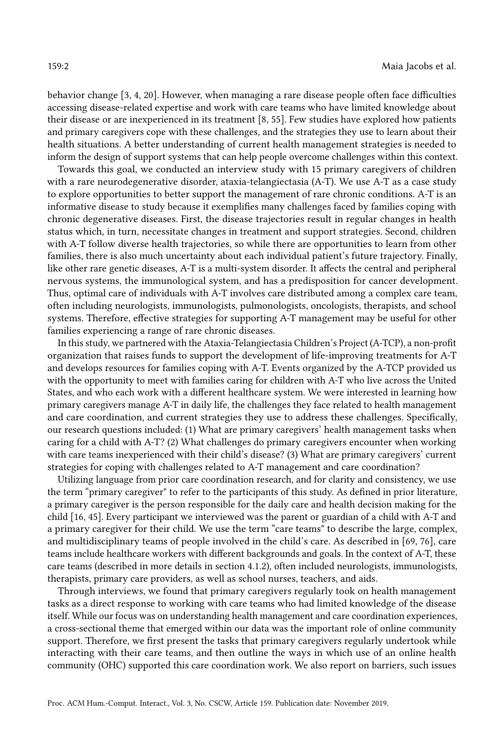behavior change [3, 4, 20]. However, when managing a rare disease people often face difficulties accessing disease-related expertise and work with care teams who have limited knowledge about their disease or are inexperienced in its treatment [8, 55]. Few studies have explored how patients and primary caregivers cope with these challenges, and the strategies they use to learn about their health situations. A better understanding of current health management strategies is needed to inform the design of support systems that can help people overcome challenges within this context.

Towards this goal, we conducted an interview study with 15 primary caregivers of children with a rare neurodegenerative disorder, ataxia-telangiectasia (A-T). We use A-T as a case study to explore opportunities to better support the management of rare chronic conditions. A-T is an informative disease to study because it exemplifies many challenges faced by families coping with chronic degenerative diseases. First, the disease trajectories result in regular changes in health status which, in turn, necessitate changes in treatment and support strategies. Second, children with A-T follow diverse health trajectories, so while there are opportunities to learn from other families, there is also much uncertainty about each individual patient's future trajectory. Finally, like other rare genetic diseases, A-T is a multi-system disorder. It affects the central and peripheral nervous systems, the immunological system, and has a predisposition for cancer development. Thus, optimal care of individuals with A-T involves care distributed among a complex care team, often including neurologists, immunologists, pulmonologists, oncologists, therapists, and school systems. Therefore, effective strategies for supporting A-T management may be useful for other families experiencing a range of rare chronic diseases.

In this study, we partnered with the Ataxia-Telangiectasia Children's Project (A-TCP), a non-profit organization that raises funds to support the development of life-improving treatments for A-T and develops resources for families coping with A-T. Events organized by the A-TCP provided us with the opportunity to meet with families caring for children with A-T who live across the United States, and who each work with a different healthcare system. We were interested in learning how primary caregivers manage A-T in daily life, the challenges they face related to health management and care coordination, and current strategies they use to address these challenges. Specifically, our research questions included: (1) What are primary caregivers' health management tasks when caring for a child with A-T? (2) What challenges do primary caregivers encounter when working with care teams inexperienced with their child's disease? (3) What are primary caregivers' current strategies for coping with challenges related to A-T management and care coordination?

Utilizing language from prior care coordination research, and for clarity and consistency, we use the term "primary caregiver" to refer to the participants of this study. As defined in prior literature, a primary caregiver is the person responsible for the daily care and health decision making for the child [16, 45]. Every participant we interviewed was the parent or guardian of a child with A-T and a primary caregiver for their child. We use the term "care teams" to describe the large, complex, and multidisciplinary teams of people involved in the child's care. As described in [69, 76], care teams include healthcare workers with different backgrounds and goals. In the context of A-T, these care teams (described in more details in section 4.1.2), often included neurologists, immunologists, therapists, primary care providers, as well as school nurses, teachers, and aids.

Through interviews, we found that primary caregivers regularly took on health management tasks as a direct response to working with care teams who had limited knowledge of the disease itself. While our focus was on understanding health management and care coordination experiences, a cross-sectional theme that emerged within our data was the important role of online community support. Therefore, we first present the tasks that primary caregivers regularly undertook while interacting with their care teams, and then outline the ways in which use of an online health community (OHC) supported this care coordination work. We also report on barriers, such issues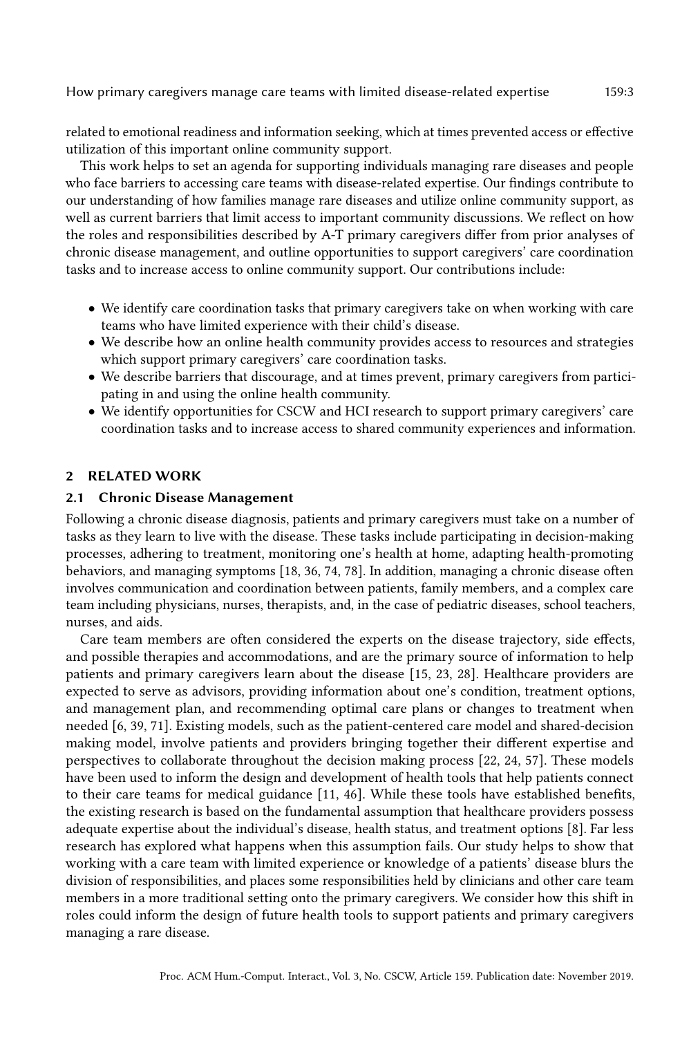related to emotional readiness and information seeking, which at times prevented access or effective utilization of this important online community support.

This work helps to set an agenda for supporting individuals managing rare diseases and people who face barriers to accessing care teams with disease-related expertise. Our findings contribute to our understanding of how families manage rare diseases and utilize online community support, as well as current barriers that limit access to important community discussions. We reflect on how the roles and responsibilities described by A-T primary caregivers differ from prior analyses of chronic disease management, and outline opportunities to support caregivers' care coordination tasks and to increase access to online community support. Our contributions include:

- We identify care coordination tasks that primary caregivers take on when working with care teams who have limited experience with their child's disease.
- We describe how an online health community provides access to resources and strategies which support primary caregivers' care coordination tasks.
- We describe barriers that discourage, and at times prevent, primary caregivers from participating in and using the online health community.
- We identify opportunities for CSCW and HCI research to support primary caregivers' care coordination tasks and to increase access to shared community experiences and information.

## 2 RELATED WORK

### 2.1 Chronic Disease Management

Following a chronic disease diagnosis, patients and primary caregivers must take on a number of tasks as they learn to live with the disease. These tasks include participating in decision-making processes, adhering to treatment, monitoring one's health at home, adapting health-promoting behaviors, and managing symptoms [18, 36, 74, 78]. In addition, managing a chronic disease often involves communication and coordination between patients, family members, and a complex care team including physicians, nurses, therapists, and, in the case of pediatric diseases, school teachers, nurses, and aids.

Care team members are often considered the experts on the disease trajectory, side effects, and possible therapies and accommodations, and are the primary source of information to help patients and primary caregivers learn about the disease [15, 23, 28]. Healthcare providers are expected to serve as advisors, providing information about one's condition, treatment options, and management plan, and recommending optimal care plans or changes to treatment when needed [6, 39, 71]. Existing models, such as the patient-centered care model and shared-decision making model, involve patients and providers bringing together their different expertise and perspectives to collaborate throughout the decision making process [22, 24, 57]. These models have been used to inform the design and development of health tools that help patients connect to their care teams for medical guidance [11, 46]. While these tools have established benefits, the existing research is based on the fundamental assumption that healthcare providers possess adequate expertise about the individual's disease, health status, and treatment options [8]. Far less research has explored what happens when this assumption fails. Our study helps to show that working with a care team with limited experience or knowledge of a patients' disease blurs the division of responsibilities, and places some responsibilities held by clinicians and other care team members in a more traditional setting onto the primary caregivers. We consider how this shift in roles could inform the design of future health tools to support patients and primary caregivers managing a rare disease.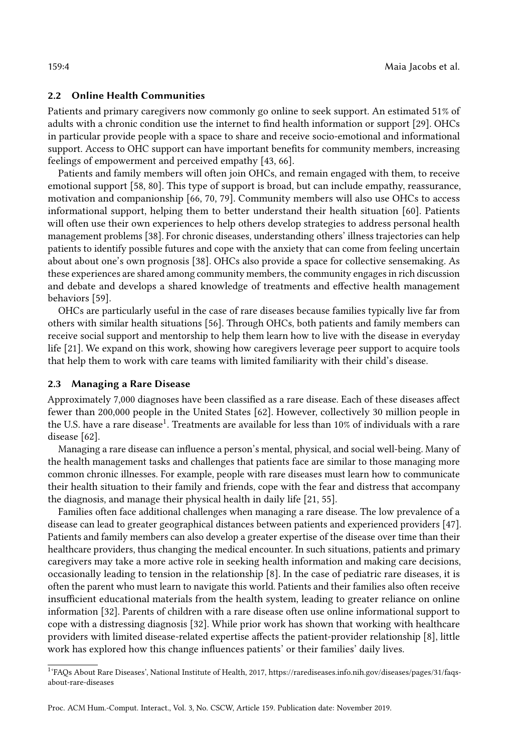### 2.2 Online Health Communities

Patients and primary caregivers now commonly go online to seek support. An estimated 51% of adults with a chronic condition use the internet to find health information or support [29]. OHCs in particular provide people with a space to share and receive socio-emotional and informational support. Access to OHC support can have important benefits for community members, increasing feelings of empowerment and perceived empathy [43, 66].

Patients and family members will often join OHCs, and remain engaged with them, to receive emotional support [58, 80]. This type of support is broad, but can include empathy, reassurance, motivation and companionship [66, 70, 79]. Community members will also use OHCs to access informational support, helping them to better understand their health situation [60]. Patients will often use their own experiences to help others develop strategies to address personal health management problems [38]. For chronic diseases, understanding others' illness trajectories can help patients to identify possible futures and cope with the anxiety that can come from feeling uncertain about about one's own prognosis [38]. OHCs also provide a space for collective sensemaking. As these experiences are shared among community members, the community engages in rich discussion and debate and develops a shared knowledge of treatments and effective health management behaviors [59].

OHCs are particularly useful in the case of rare diseases because families typically live far from others with similar health situations [56]. Through OHCs, both patients and family members can receive social support and mentorship to help them learn how to live with the disease in everyday life [21]. We expand on this work, showing how caregivers leverage peer support to acquire tools that help them to work with care teams with limited familiarity with their child's disease.

### 2.3 Managing a Rare Disease

Approximately 7,000 diagnoses have been classified as a rare disease. Each of these diseases affect fewer than 200,000 people in the United States [62]. However, collectively 30 million people in the U.S. have a rare disease[1]. Treatments are available for less than 10% of individuals with a rare disease [62].

Managing a rare disease can influence a person's mental, physical, and social well-being. Many of the health management tasks and challenges that patients face are similar to those managing more common chronic illnesses. For example, people with rare diseases must learn how to communicate their health situation to their family and friends, cope with the fear and distress that accompany the diagnosis, and manage their physical health in daily life [21, 55].

Families often face additional challenges when managing a rare disease. The low prevalence of a disease can lead to greater geographical distances between patients and experienced providers [47]. Patients and family members can also develop a greater expertise of the disease over time than their healthcare providers, thus changing the medical encounter. In such situations, patients and primary caregivers may take a more active role in seeking health information and making care decisions, occasionally leading to tension in the relationship [8]. In the case of pediatric rare diseases, it is often the parent who must learn to navigate this world. Patients and their families also often receive insufficient educational materials from the health system, leading to greater reliance on online information [32]. Parents of children with a rare disease often use online informational support to cope with a distressing diagnosis [32]. While prior work has shown that working with healthcare providers with limited disease-related expertise affects the patient-provider relationship [8], little work has explored how this change influences patients' or their families' daily lives.

[1] 'FAQs About Rare Diseases', National Institute of Health, 2017, https://rarediseases.info.nih.gov/diseases/pages/31/faqs-about-rare-diseases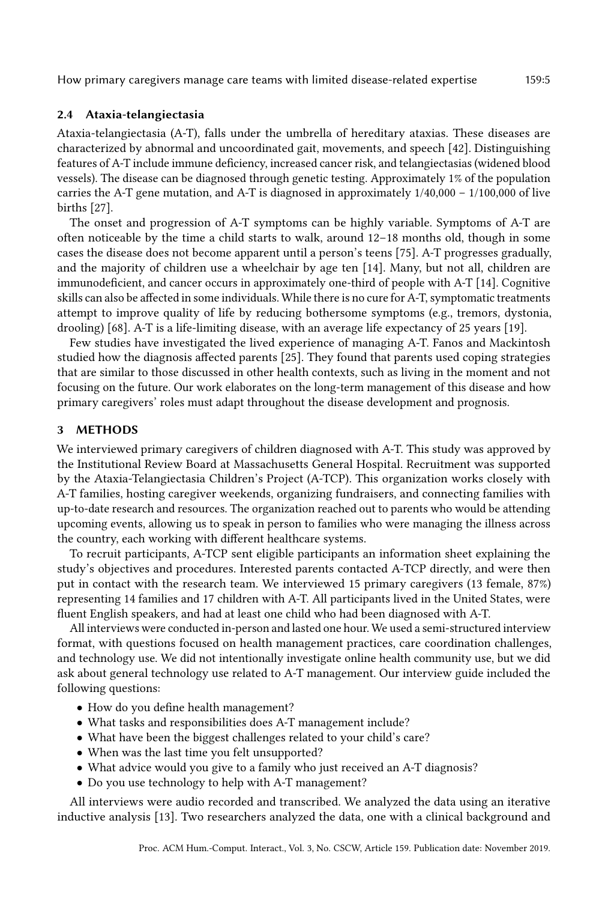### 2.4 Ataxia-telangiectasia

Ataxia-telangiectasia (A-T), falls under the umbrella of hereditary ataxias. These diseases are characterized by abnormal and uncoordinated gait, movements, and speech [42]. Distinguishing features of A-T include immune deficiency, increased cancer risk, and telangiectasias (widened blood vessels). The disease can be diagnosed through genetic testing. Approximately 1% of the population carries the A-T gene mutation, and A-T is diagnosed in approximately 1/40,000 – 1/100,000 of live births [27].

The onset and progression of A-T symptoms can be highly variable. Symptoms of A-T are often noticeable by the time a child starts to walk, around 12–18 months old, though in some cases the disease does not become apparent until a person's teens [75]. A-T progresses gradually, and the majority of children use a wheelchair by age ten [14]. Many, but not all, children are immunodeficient, and cancer occurs in approximately one-third of people with A-T [14]. Cognitive skills can also be affected in some individuals. While there is no cure for A-T, symptomatic treatments attempt to improve quality of life by reducing bothersome symptoms (e.g., tremors, dystonia, drooling) [68]. A-T is a life-limiting disease, with an average life expectancy of 25 years [19].

Few studies have investigated the lived experience of managing A-T. Fanos and Mackintosh studied how the diagnosis affected parents [25]. They found that parents used coping strategies that are similar to those discussed in other health contexts, such as living in the moment and not focusing on the future. Our work elaborates on the long-term management of this disease and how primary caregivers' roles must adapt throughout the disease development and prognosis.

## 3 METHODS

We interviewed primary caregivers of children diagnosed with A-T. This study was approved by the Institutional Review Board at Massachusetts General Hospital. Recruitment was supported by the Ataxia-Telangiectasia Children's Project (A-TCP). This organization works closely with A-T families, hosting caregiver weekends, organizing fundraisers, and connecting families with up-to-date research and resources. The organization reached out to parents who would be attending upcoming events, allowing us to speak in person to families who were managing the illness across the country, each working with different healthcare systems.

To recruit participants, A-TCP sent eligible participants an information sheet explaining the study's objectives and procedures. Interested parents contacted A-TCP directly, and were then put in contact with the research team. We interviewed 15 primary caregivers (13 female, 87%) representing 14 families and 17 children with A-T. All participants lived in the United States, were fluent English speakers, and had at least one child who had been diagnosed with A-T.

All interviews were conducted in-person and lasted one hour. We used a semi-structured interview format, with questions focused on health management practices, care coordination challenges, and technology use. We did not intentionally investigate online health community use, but we did ask about general technology use related to A-T management. Our interview guide included the following questions:

- How do you define health management?
- What tasks and responsibilities does A-T management include?
- What have been the biggest challenges related to your child's care?
- When was the last time you felt unsupported?
- What advice would you give to a family who just received an A-T diagnosis?
- Do you use technology to help with A-T management?

All interviews were audio recorded and transcribed. We analyzed the data using an iterative inductive analysis [13]. Two researchers analyzed the data, one with a clinical background and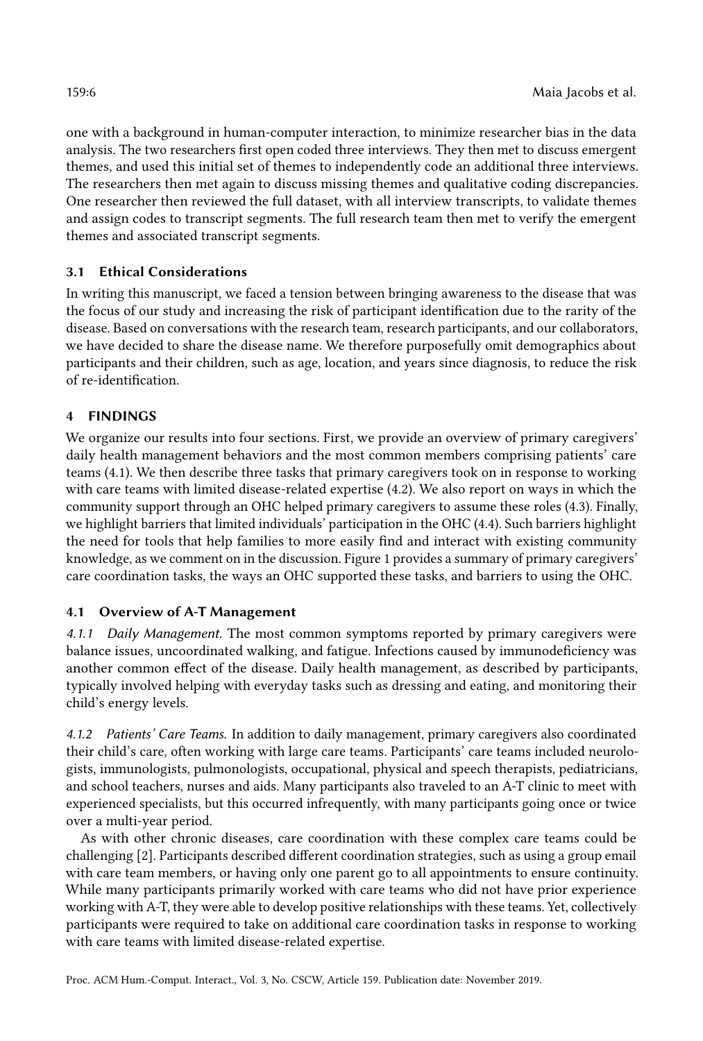one with a background in human-computer interaction, to minimize researcher bias in the data analysis. The two researchers first open coded three interviews. They then met to discuss emergent themes, and used this initial set of themes to independently code an additional three interviews. The researchers then met again to discuss missing themes and qualitative coding discrepancies. One researcher then reviewed the full dataset, with all interview transcripts, to validate themes and assign codes to transcript segments. The full research team then met to verify the emergent themes and associated transcript segments.

### 3.1 Ethical Considerations

In writing this manuscript, we faced a tension between bringing awareness to the disease that was the focus of our study and increasing the risk of participant identification due to the rarity of the disease. Based on conversations with the research team, research participants, and our collaborators, we have decided to share the disease name. We therefore purposefully omit demographics about participants and their children, such as age, location, and years since diagnosis, to reduce the risk of re-identification.

## 4 FINDINGS

We organize our results into four sections. First, we provide an overview of primary caregivers' daily health management behaviors and the most common members comprising patients' care teams (4.1). We then describe three tasks that primary caregivers took on in response to working with care teams with limited disease-related expertise (4.2). We also report on ways in which the community support through an OHC helped primary caregivers to assume these roles (4.3). Finally, we highlight barriers that limited individuals' participation in the OHC (4.4). Such barriers highlight the need for tools that help families to more easily find and interact with existing community knowledge, as we comment on in the discussion. Figure 1 provides a summary of primary caregivers' care coordination tasks, the ways an OHC supported these tasks, and barriers to using the OHC.

### 4.1 Overview of A-T Management

*4.1.1 Daily Management.* The most common symptoms reported by primary caregivers were balance issues, uncoordinated walking, and fatigue. Infections caused by immunodeficiency was another common effect of the disease. Daily health management, as described by participants, typically involved helping with everyday tasks such as dressing and eating, and monitoring their child's energy levels.

*4.1.2 Patients' Care Teams.* In addition to daily management, primary caregivers also coordinated their child's care, often working with large care teams. Participants' care teams included neurologists, immunologists, pulmonologists, occupational, physical and speech therapists, pediatricians, and school teachers, nurses and aids. Many participants also traveled to an A-T clinic to meet with experienced specialists, but this occurred infrequently, with many participants going once or twice over a multi-year period.

As with other chronic diseases, care coordination with these complex care teams could be challenging [2]. Participants described different coordination strategies, such as using a group email with care team members, or having only one parent go to all appointments to ensure continuity. While many participants primarily worked with care teams who did not have prior experience working with A-T, they were able to develop positive relationships with these teams. Yet, collectively participants were required to take on additional care coordination tasks in response to working with care teams with limited disease-related expertise.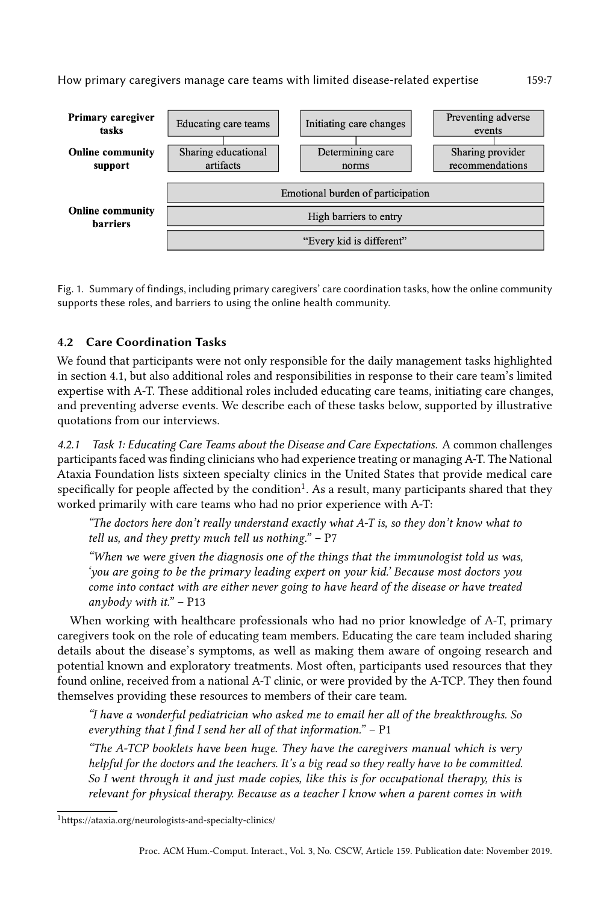| | | | |
|---|---|---|---|
| **Primary caregiver tasks** | Educating care teams | Initiating care changes | Preventing adverse events |
| **Online community support** | Sharing educational artifacts | Determining care norms | Sharing provider recommendations |
| **Online community barriers** | Emotional burden of participation | | |
| | High barriers to entry | | |
| | "Every kid is different" | | |

Fig. 1. Summary of findings, including primary caregivers' care coordination tasks, how the online community supports these roles, and barriers to using the online health community.

### 4.2 Care Coordination Tasks

We found that participants were not only responsible for the daily management tasks highlighted in section 4.1, but also additional roles and responsibilities in response to their care team's limited expertise with A-T. These additional roles included educating care teams, initiating care changes, and preventing adverse events. We describe each of these tasks below, supported by illustrative quotations from our interviews.

#### 4.2.1 *Task 1: Educating Care Teams about the Disease and Care Expectations.*

A common challenges participants faced was finding clinicians who had experience treating or managing A-T. The National Ataxia Foundation lists sixteen specialty clinics in the United States that provide medical care specifically for people affected by the condition[1]. As a result, many participants shared that they worked primarily with care teams who had no prior experience with A-T:

> *"The doctors here don't really understand exactly what A-T is, so they don't know what to tell us, and they pretty much tell us nothing."* – P7

> *"When we were given the diagnosis one of the things that the immunologist told us was, 'you are going to be the primary leading expert on your kid.' Because most doctors you come into contact with are either never going to have heard of the disease or have treated anybody with it."* – P13

When working with healthcare professionals who had no prior knowledge of A-T, primary caregivers took on the role of educating team members. Educating the care team included sharing details about the disease's symptoms, as well as making them aware of ongoing research and potential known and exploratory treatments. Most often, participants used resources that they found online, received from a national A-T clinic, or were provided by the A-TCP. They then found themselves providing these resources to members of their care team.

> *"I have a wonderful pediatrician who asked me to email her all of the breakthroughs. So everything that I find I send her all of that information."* – P1

> *"The A-TCP booklets have been huge. They have the caregivers manual which is very helpful for the doctors and the teachers. It's a big read so they really have to be committed. So I went through it and just made copies, like this is for occupational therapy, this is relevant for physical therapy. Because as a teacher I know when a parent comes in with*

[1] https://ataxia.org/neurologists-and-specialty-clinics/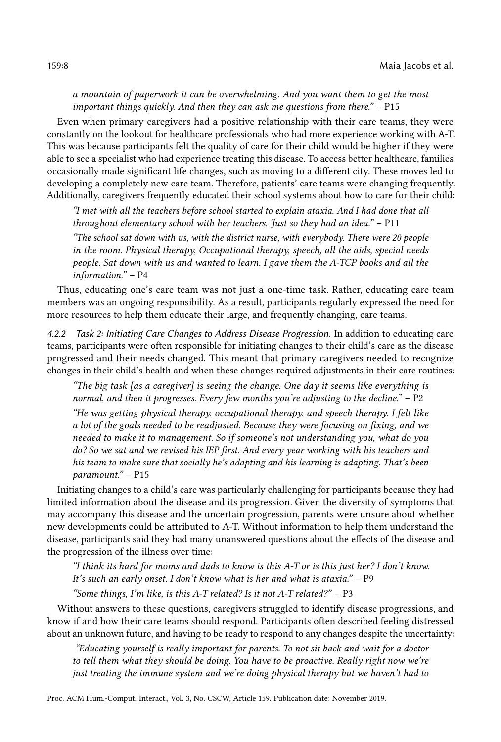*a mountain of paperwork it can be overwhelming. And you want them to get the most important things quickly. And then they can ask me questions from there."* – P15

Even when primary caregivers had a positive relationship with their care teams, they were constantly on the lookout for healthcare professionals who had more experience working with A-T. This was because participants felt the quality of care for their child would be higher if they were able to see a specialist who had experience treating this disease. To access better healthcare, families occasionally made significant life changes, such as moving to a different city. These moves led to developing a completely new care team. Therefore, patients' care teams were changing frequently. Additionally, caregivers frequently educated their school systems about how to care for their child:

> *"I met with all the teachers before school started to explain ataxia. And I had done that all throughout elementary school with her teachers. Just so they had an idea."* – P11

> *"The school sat down with us, with the district nurse, with everybody. There were 20 people in the room. Physical therapy, Occupational therapy, speech, all the aids, special needs people. Sat down with us and wanted to learn. I gave them the A-TCP books and all the information."* – P4

Thus, educating one's care team was not just a one-time task. Rather, educating care team members was an ongoing responsibility. As a result, participants regularly expressed the need for more resources to help them educate their large, and frequently changing, care teams.

#### 4.2.2 Task 2: Initiating Care Changes to Address Disease Progression.

In addition to educating care teams, participants were often responsible for initiating changes to their child's care as the disease progressed and their needs changed. This meant that primary caregivers needed to recognize changes in their child's health and when these changes required adjustments in their care routines:

> *"The big task [as a caregiver] is seeing the change. One day it seems like everything is normal, and then it progresses. Every few months you're adjusting to the decline."* – P2

> *"He was getting physical therapy, occupational therapy, and speech therapy. I felt like a lot of the goals needed to be readjusted. Because they were focusing on fixing, and we needed to make it to management. So if someone's not understanding you, what do you do? So we sat and we revised his IEP first. And every year working with his teachers and his team to make sure that socially he's adapting and his learning is adapting. That's been paramount."* – P15

Initiating changes to a child's care was particularly challenging for participants because they had limited information about the disease and its progression. Given the diversity of symptoms that may accompany this disease and the uncertain progression, parents were unsure about whether new developments could be attributed to A-T. Without information to help them understand the disease, participants said they had many unanswered questions about the effects of the disease and the progression of the illness over time:

> *"I think its hard for moms and dads to know is this A-T or is this just her? I don't know. It's such an early onset. I don't know what is her and what is ataxia."* – P9

> *"Some things, I'm like, is this A-T related? Is it not A-T related?"* – P3

Without answers to these questions, caregivers struggled to identify disease progressions, and know if and how their care teams should respond. Participants often described feeling distressed about an unknown future, and having to be ready to respond to any changes despite the uncertainty:

> *"Educating yourself is really important for parents. To not sit back and wait for a doctor to tell them what they should be doing. You have to be proactive. Really right now we're just treating the immune system and we're doing physical therapy but we haven't had to*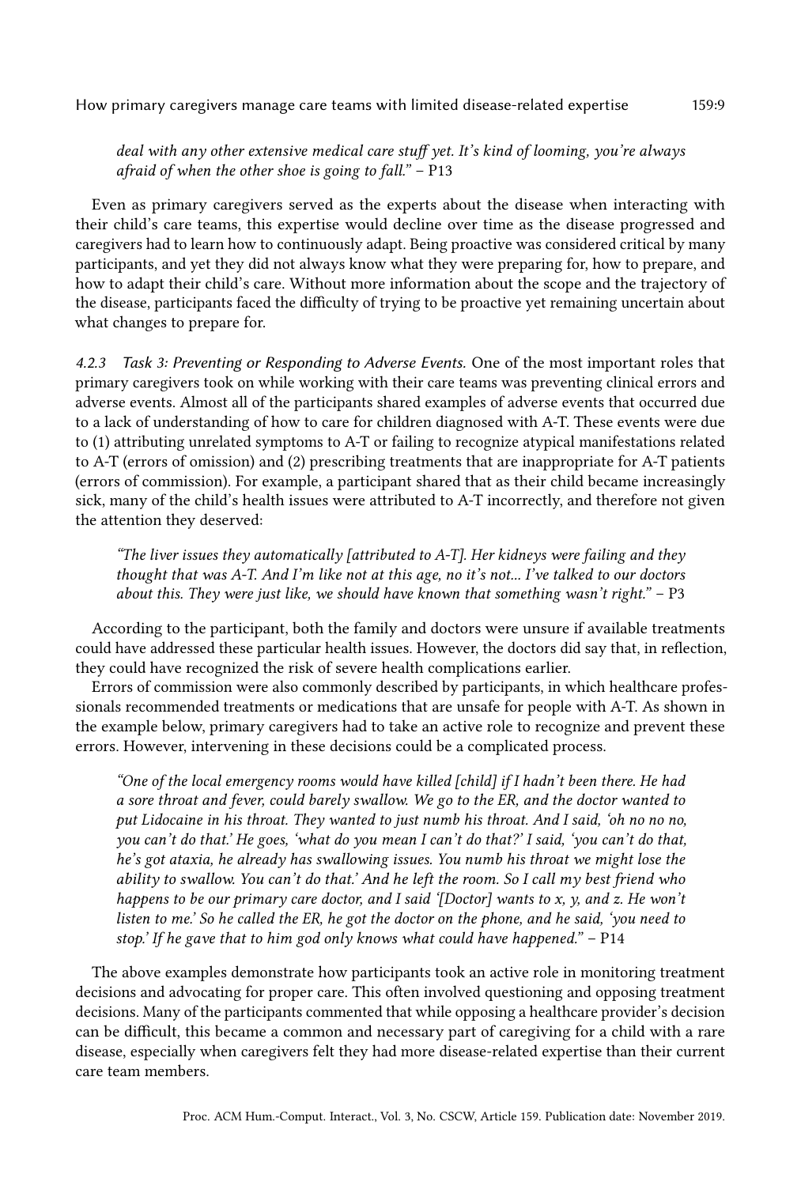> *deal with any other extensive medical care stuff yet. It's kind of looming, you're always afraid of when the other shoe is going to fall."* – P13

Even as primary caregivers served as the experts about the disease when interacting with their child's care teams, this expertise would decline over time as the disease progressed and caregivers had to learn how to continuously adapt. Being proactive was considered critical by many participants, and yet they did not always know what they were preparing for, how to prepare, and how to adapt their child's care. Without more information about the scope and the trajectory of the disease, participants faced the difficulty of trying to be proactive yet remaining uncertain about what changes to prepare for.

#### 4.2.3 Task 3: Preventing or Responding to Adverse Events.

One of the most important roles that primary caregivers took on while working with their care teams was preventing clinical errors and adverse events. Almost all of the participants shared examples of adverse events that occurred due to a lack of understanding of how to care for children diagnosed with A-T. These events were due to (1) attributing unrelated symptoms to A-T or failing to recognize atypical manifestations related to A-T (errors of omission) and (2) prescribing treatments that are inappropriate for A-T patients (errors of commission). For example, a participant shared that as their child became increasingly sick, many of the child's health issues were attributed to A-T incorrectly, and therefore not given the attention they deserved:

> *"The liver issues they automatically [attributed to A-T]. Her kidneys were failing and they thought that was A-T. And I'm like not at this age, no it's not... I've talked to our doctors about this. They were just like, we should have known that something wasn't right."* – P3

According to the participant, both the family and doctors were unsure if available treatments could have addressed these particular health issues. However, the doctors did say that, in reflection, they could have recognized the risk of severe health complications earlier.

Errors of commission were also commonly described by participants, in which healthcare professionals recommended treatments or medications that are unsafe for people with A-T. As shown in the example below, primary caregivers had to take an active role to recognize and prevent these errors. However, intervening in these decisions could be a complicated process.

> *"One of the local emergency rooms would have killed [child] if I hadn't been there. He had a sore throat and fever, could barely swallow. We go to the ER, and the doctor wanted to put Lidocaine in his throat. They wanted to just numb his throat. And I said, 'oh no no no, you can't do that.' He goes, 'what do you mean I can't do that?' I said, 'you can't do that, he's got ataxia, he already has swallowing issues. You numb his throat we might lose the ability to swallow. You can't do that.' And he left the room. So I call my best friend who happens to be our primary care doctor, and I said '[Doctor] wants to x, y, and z. He won't listen to me.' So he called the ER, he got the doctor on the phone, and he said, 'you need to stop.' If he gave that to him god only knows what could have happened."* – P14

The above examples demonstrate how participants took an active role in monitoring treatment decisions and advocating for proper care. This often involved questioning and opposing treatment decisions. Many of the participants commented that while opposing a healthcare provider's decision can be difficult, this became a common and necessary part of caregiving for a child with a rare disease, especially when caregivers felt they had more disease-related expertise than their current care team members.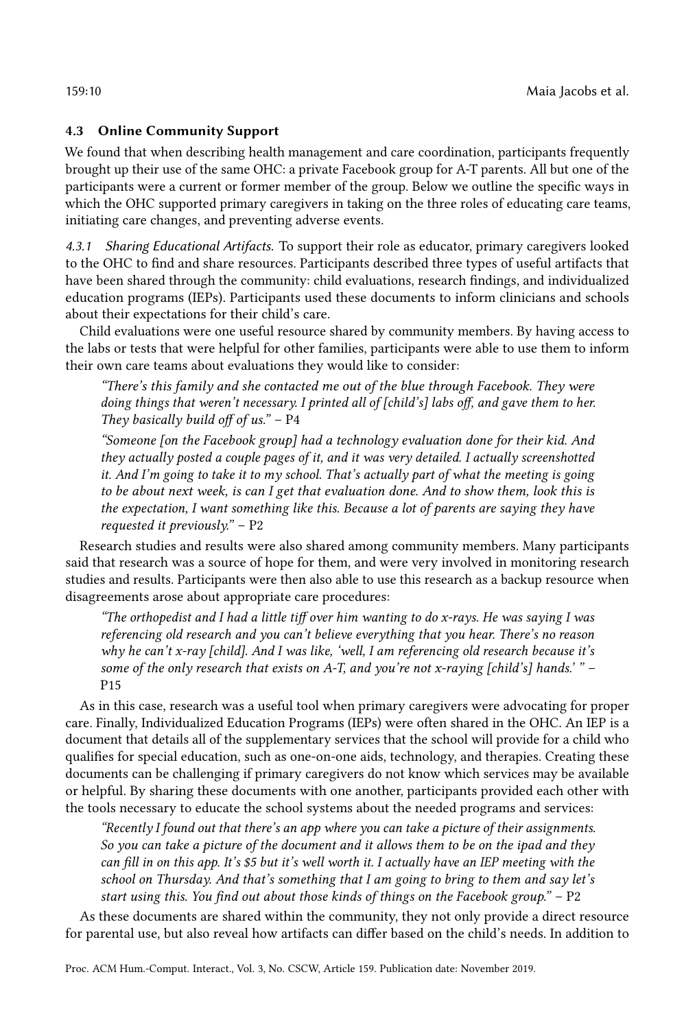### 4.3 Online Community Support

We found that when describing health management and care coordination, participants frequently brought up their use of the same OHC: a private Facebook group for A-T parents. All but one of the participants were a current or former member of the group. Below we outline the specific ways in which the OHC supported primary caregivers in taking on the three roles of educating care teams, initiating care changes, and preventing adverse events.

#### 4.3.1 Sharing Educational Artifacts.

To support their role as educator, primary caregivers looked to the OHC to find and share resources. Participants described three types of useful artifacts that have been shared through the community: child evaluations, research findings, and individualized education programs (IEPs). Participants used these documents to inform clinicians and schools about their expectations for their child's care.

Child evaluations were one useful resource shared by community members. By having access to the labs or tests that were helpful for other families, participants were able to use them to inform their own care teams about evaluations they would like to consider:

> *"There's this family and she contacted me out of the blue through Facebook. They were doing things that weren't necessary. I printed all of [child's] labs off, and gave them to her. They basically build off of us."* – P4

> *"Someone [on the Facebook group] had a technology evaluation done for their kid. And they actually posted a couple pages of it, and it was very detailed. I actually screenshotted it. And I'm going to take it to my school. That's actually part of what the meeting is going to be about next week, is can I get that evaluation done. And to show them, look this is the expectation, I want something like this. Because a lot of parents are saying they have requested it previously."* – P2

Research studies and results were also shared among community members. Many participants said that research was a source of hope for them, and were very involved in monitoring research studies and results. Participants were then also able to use this research as a backup resource when disagreements arose about appropriate care procedures:

> *"The orthopedist and I had a little tiff over him wanting to do x-rays. He was saying I was referencing old research and you can't believe everything that you hear. There's no reason why he can't x-ray [child]. And I was like, 'well, I am referencing old research because it's some of the only research that exists on A-T, and you're not x-raying [child's] hands.' "* – P15

As in this case, research was a useful tool when primary caregivers were advocating for proper care. Finally, Individualized Education Programs (IEPs) were often shared in the OHC. An IEP is a document that details all of the supplementary services that the school will provide for a child who qualifies for special education, such as one-on-one aids, technology, and therapies. Creating these documents can be challenging if primary caregivers do not know which services may be available or helpful. By sharing these documents with one another, participants provided each other with the tools necessary to educate the school systems about the needed programs and services:

> *"Recently I found out that there's an app where you can take a picture of their assignments. So you can take a picture of the document and it allows them to be on the ipad and they can fill in on this app. It's $5 but it's well worth it. I actually have an IEP meeting with the school on Thursday. And that's something that I am going to bring to them and say let's start using this. You find out about those kinds of things on the Facebook group."* – P2

As these documents are shared within the community, they not only provide a direct resource for parental use, but also reveal how artifacts can differ based on the child's needs. In addition to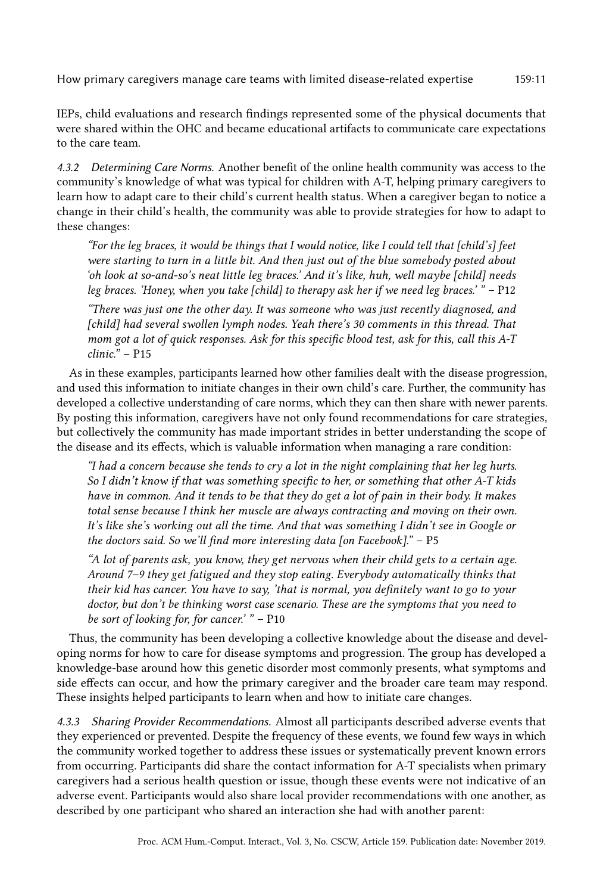IEPs, child evaluations and research findings represented some of the physical documents that were shared within the OHC and became educational artifacts to communicate care expectations to the care team.

#### 4.3.2 *Determining Care Norms.*

Another benefit of the online health community was access to the community's knowledge of what was typical for children with A-T, helping primary caregivers to learn how to adapt care to their child's current health status. When a caregiver began to notice a change in their child's health, the community was able to provide strategies for how to adapt to these changes:

> *"For the leg braces, it would be things that I would notice, like I could tell that [child's] feet were starting to turn in a little bit. And then just out of the blue somebody posted about 'oh look at so-and-so's neat little leg braces.' And it's like, huh, well maybe [child] needs leg braces. 'Honey, when you take [child] to therapy ask her if we need leg braces.' "* – P12

> *"There was just one the other day. It was someone who was just recently diagnosed, and [child] had several swollen lymph nodes. Yeah there's 30 comments in this thread. That mom got a lot of quick responses. Ask for this specific blood test, ask for this, call this A-T clinic."* – P15

As in these examples, participants learned how other families dealt with the disease progression, and used this information to initiate changes in their own child's care. Further, the community has developed a collective understanding of care norms, which they can then share with newer parents. By posting this information, caregivers have not only found recommendations for care strategies, but collectively the community has made important strides in better understanding the scope of the disease and its effects, which is valuable information when managing a rare condition:

> *"I had a concern because she tends to cry a lot in the night complaining that her leg hurts. So I didn't know if that was something specific to her, or something that other A-T kids have in common. And it tends to be that they do get a lot of pain in their body. It makes total sense because I think her muscle are always contracting and moving on their own. It's like she's working out all the time. And that was something I didn't see in Google or the doctors said. So we'll find more interesting data [on Facebook]."* – P5

> *"A lot of parents ask, you know, they get nervous when their child gets to a certain age. Around 7–9 they get fatigued and they stop eating. Everybody automatically thinks that their kid has cancer. You have to say, 'that is normal, you definitely want to go to your doctor, but don't be thinking worst case scenario. These are the symptoms that you need to be sort of looking for, for cancer.' "* – P10

Thus, the community has been developing a collective knowledge about the disease and developing norms for how to care for disease symptoms and progression. The group has developed a knowledge-base around how this genetic disorder most commonly presents, what symptoms and side effects can occur, and how the primary caregiver and the broader care team may respond. These insights helped participants to learn when and how to initiate care changes.

#### 4.3.3 *Sharing Provider Recommendations.*

Almost all participants described adverse events that they experienced or prevented. Despite the frequency of these events, we found few ways in which the community worked together to address these issues or systematically prevent known errors from occurring. Participants did share the contact information for A-T specialists when primary caregivers had a serious health question or issue, though these events were not indicative of an adverse event. Participants would also share local provider recommendations with one another, as described by one participant who shared an interaction she had with another parent: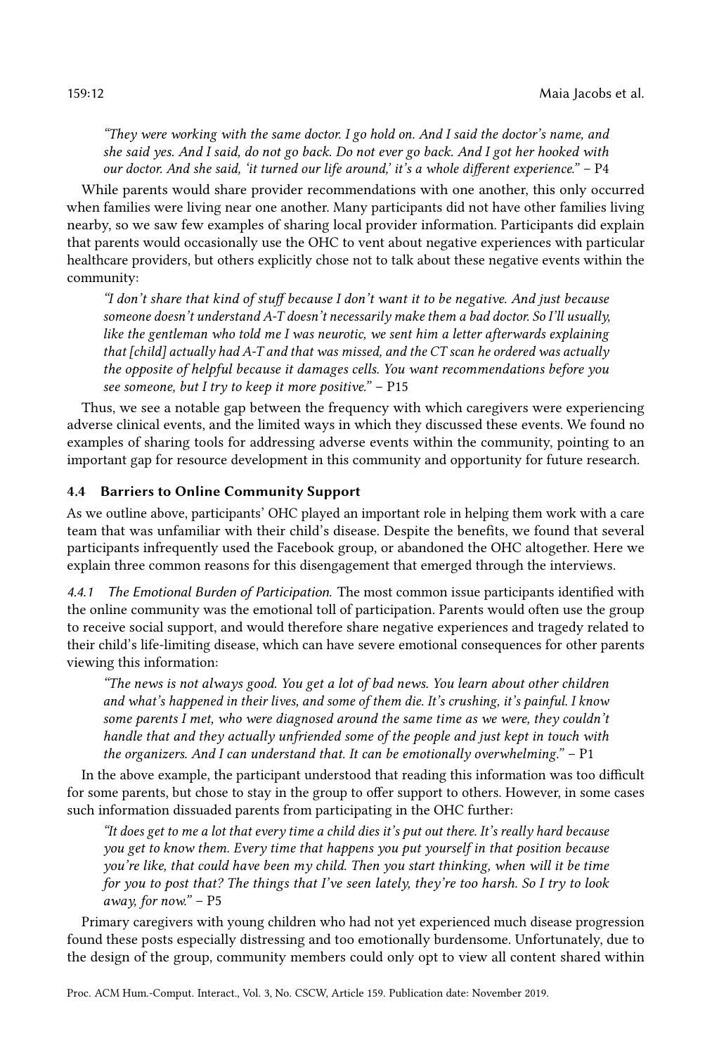*"They were working with the same doctor. I go hold on. And I said the doctor's name, and she said yes. And I said, do not go back. Do not ever go back. And I got her hooked with our doctor. And she said, 'it turned our life around,' it's a whole different experience."* – P4

While parents would share provider recommendations with one another, this only occurred when families were living near one another. Many participants did not have other families living nearby, so we saw few examples of sharing local provider information. Participants did explain that parents would occasionally use the OHC to vent about negative experiences with particular healthcare providers, but others explicitly chose not to talk about these negative events within the community:

*"I don't share that kind of stuff because I don't want it to be negative. And just because someone doesn't understand A-T doesn't necessarily make them a bad doctor. So I'll usually, like the gentleman who told me I was neurotic, we sent him a letter afterwards explaining that [child] actually had A-T and that was missed, and the CT scan he ordered was actually the opposite of helpful because it damages cells. You want recommendations before you see someone, but I try to keep it more positive."* – P15

Thus, we see a notable gap between the frequency with which caregivers were experiencing adverse clinical events, and the limited ways in which they discussed these events. We found no examples of sharing tools for addressing adverse events within the community, pointing to an important gap for resource development in this community and opportunity for future research.

### 4.4 Barriers to Online Community Support

As we outline above, participants' OHC played an important role in helping them work with a care team that was unfamiliar with their child's disease. Despite the benefits, we found that several participants infrequently used the Facebook group, or abandoned the OHC altogether. Here we explain three common reasons for this disengagement that emerged through the interviews.

*4.4.1 The Emotional Burden of Participation.* The most common issue participants identified with the online community was the emotional toll of participation. Parents would often use the group to receive social support, and would therefore share negative experiences and tragedy related to their child's life-limiting disease, which can have severe emotional consequences for other parents viewing this information:

*"The news is not always good. You get a lot of bad news. You learn about other children and what's happened in their lives, and some of them die. It's crushing, it's painful. I know some parents I met, who were diagnosed around the same time as we were, they couldn't handle that and they actually unfriended some of the people and just kept in touch with the organizers. And I can understand that. It can be emotionally overwhelming."* – P1

In the above example, the participant understood that reading this information was too difficult for some parents, but chose to stay in the group to offer support to others. However, in some cases such information dissuaded parents from participating in the OHC further:

*"It does get to me a lot that every time a child dies it's put out there. It's really hard because you get to know them. Every time that happens you put yourself in that position because you're like, that could have been my child. Then you start thinking, when will it be time for you to post that? The things that I've seen lately, they're too harsh. So I try to look away, for now."* – P5

Primary caregivers with young children who had not yet experienced much disease progression found these posts especially distressing and too emotionally burdensome. Unfortunately, due to the design of the group, community members could only opt to view all content shared within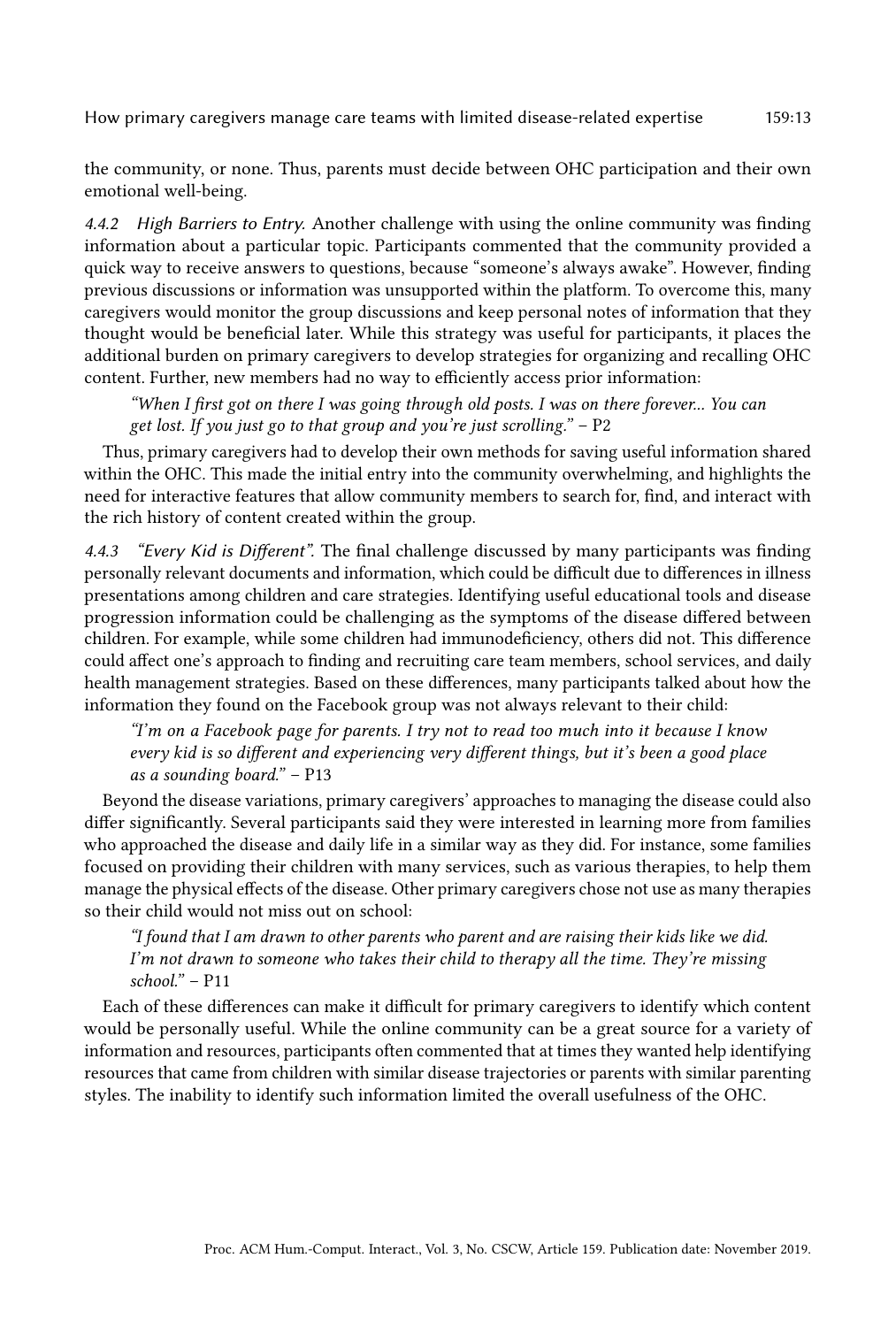the community, or none. Thus, parents must decide between OHC participation and their own emotional well-being.

#### 4.4.2 *High Barriers to Entry.*

Another challenge with using the online community was finding information about a particular topic. Participants commented that the community provided a quick way to receive answers to questions, because "someone's always awake". However, finding previous discussions or information was unsupported within the platform. To overcome this, many caregivers would monitor the group discussions and keep personal notes of information that they thought would be beneficial later. While this strategy was useful for participants, it places the additional burden on primary caregivers to develop strategies for organizing and recalling OHC content. Further, new members had no way to efficiently access prior information:

> *"When I first got on there I was going through old posts. I was on there forever... You can get lost. If you just go to that group and you're just scrolling."* – P2

Thus, primary caregivers had to develop their own methods for saving useful information shared within the OHC. This made the initial entry into the community overwhelming, and highlights the need for interactive features that allow community members to search for, find, and interact with the rich history of content created within the group.

#### 4.4.3 *"Every Kid is Different".*

The final challenge discussed by many participants was finding personally relevant documents and information, which could be difficult due to differences in illness presentations among children and care strategies. Identifying useful educational tools and disease progression information could be challenging as the symptoms of the disease differed between children. For example, while some children had immunodeficiency, others did not. This difference could affect one's approach to finding and recruiting care team members, school services, and daily health management strategies. Based on these differences, many participants talked about how the information they found on the Facebook group was not always relevant to their child:

> *"I'm on a Facebook page for parents. I try not to read too much into it because I know every kid is so different and experiencing very different things, but it's been a good place as a sounding board."* – P13

Beyond the disease variations, primary caregivers' approaches to managing the disease could also differ significantly. Several participants said they were interested in learning more from families who approached the disease and daily life in a similar way as they did. For instance, some families focused on providing their children with many services, such as various therapies, to help them manage the physical effects of the disease. Other primary caregivers chose not use as many therapies so their child would not miss out on school:

> *"I found that I am drawn to other parents who parent and are raising their kids like we did. I'm not drawn to someone who takes their child to therapy all the time. They're missing school."* – P11

Each of these differences can make it difficult for primary caregivers to identify which content would be personally useful. While the online community can be a great source for a variety of information and resources, participants often commented that at times they wanted help identifying resources that came from children with similar disease trajectories or parents with similar parenting styles. The inability to identify such information limited the overall usefulness of the OHC.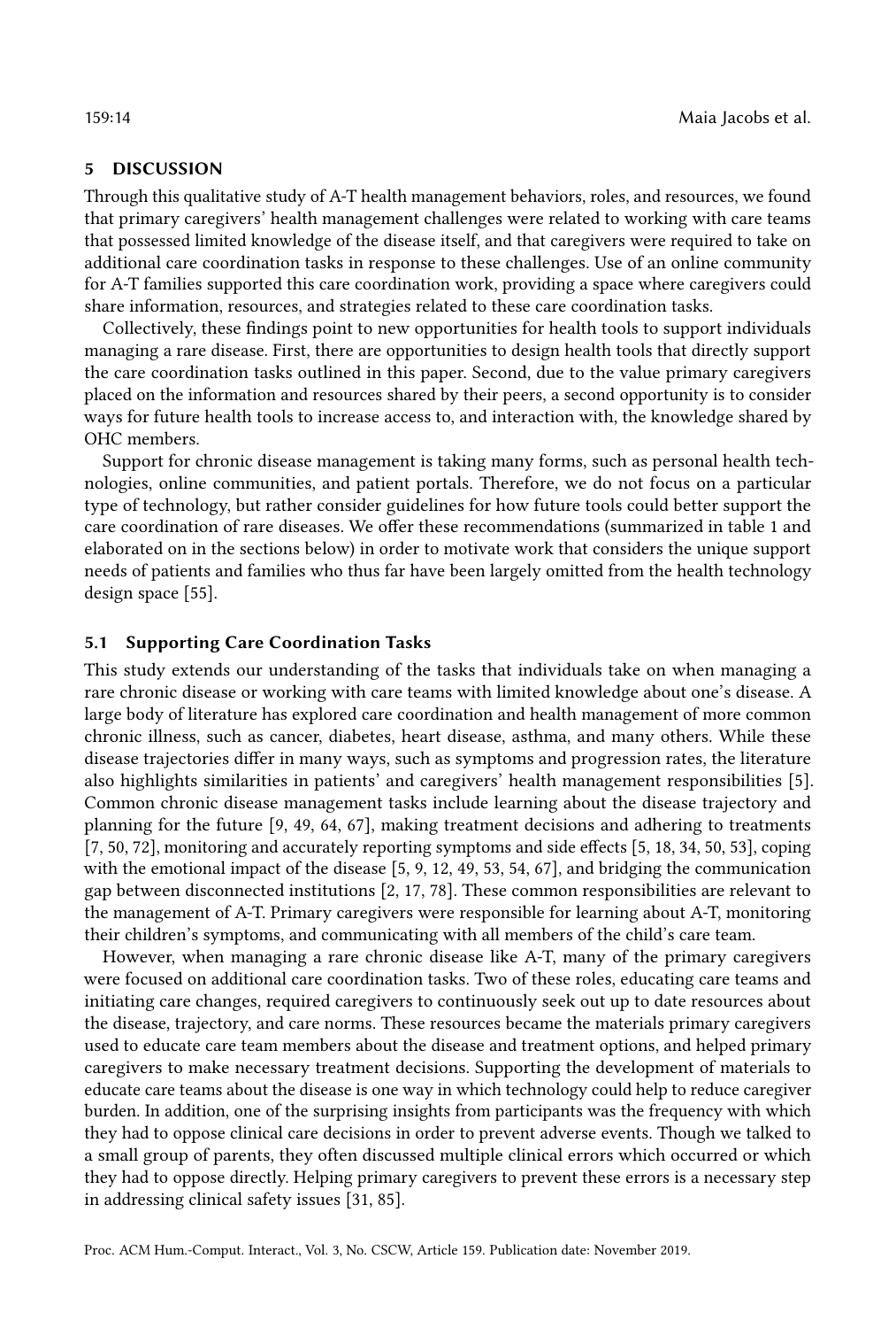## 5 DISCUSSION

Through this qualitative study of A-T health management behaviors, roles, and resources, we found that primary caregivers' health management challenges were related to working with care teams that possessed limited knowledge of the disease itself, and that caregivers were required to take on additional care coordination tasks in response to these challenges. Use of an online community for A-T families supported this care coordination work, providing a space where caregivers could share information, resources, and strategies related to these care coordination tasks.

Collectively, these findings point to new opportunities for health tools to support individuals managing a rare disease. First, there are opportunities to design health tools that directly support the care coordination tasks outlined in this paper. Second, due to the value primary caregivers placed on the information and resources shared by their peers, a second opportunity is to consider ways for future health tools to increase access to, and interaction with, the knowledge shared by OHC members.

Support for chronic disease management is taking many forms, such as personal health technologies, online communities, and patient portals. Therefore, we do not focus on a particular type of technology, but rather consider guidelines for how future tools could better support the care coordination of rare diseases. We offer these recommendations (summarized in table 1 and elaborated on in the sections below) in order to motivate work that considers the unique support needs of patients and families who thus far have been largely omitted from the health technology design space [55].

### 5.1 Supporting Care Coordination Tasks

This study extends our understanding of the tasks that individuals take on when managing a rare chronic disease or working with care teams with limited knowledge about one's disease. A large body of literature has explored care coordination and health management of more common chronic illness, such as cancer, diabetes, heart disease, asthma, and many others. While these disease trajectories differ in many ways, such as symptoms and progression rates, the literature also highlights similarities in patients' and caregivers' health management responsibilities [5]. Common chronic disease management tasks include learning about the disease trajectory and planning for the future [9, 49, 64, 67], making treatment decisions and adhering to treatments [7, 50, 72], monitoring and accurately reporting symptoms and side effects [5, 18, 34, 50, 53], coping with the emotional impact of the disease [5, 9, 12, 49, 53, 54, 67], and bridging the communication gap between disconnected institutions [2, 17, 78]. These common responsibilities are relevant to the management of A-T. Primary caregivers were responsible for learning about A-T, monitoring their children's symptoms, and communicating with all members of the child's care team.

However, when managing a rare chronic disease like A-T, many of the primary caregivers were focused on additional care coordination tasks. Two of these roles, educating care teams and initiating care changes, required caregivers to continuously seek out up to date resources about the disease, trajectory, and care norms. These resources became the materials primary caregivers used to educate care team members about the disease and treatment options, and helped primary caregivers to make necessary treatment decisions. Supporting the development of materials to educate care teams about the disease is one way in which technology could help to reduce caregiver burden. In addition, one of the surprising insights from participants was the frequency with which they had to oppose clinical care decisions in order to prevent adverse events. Though we talked to a small group of parents, they often discussed multiple clinical errors which occurred or which they had to oppose directly. Helping primary caregivers to prevent these errors is a necessary step in addressing clinical safety issues [31, 85].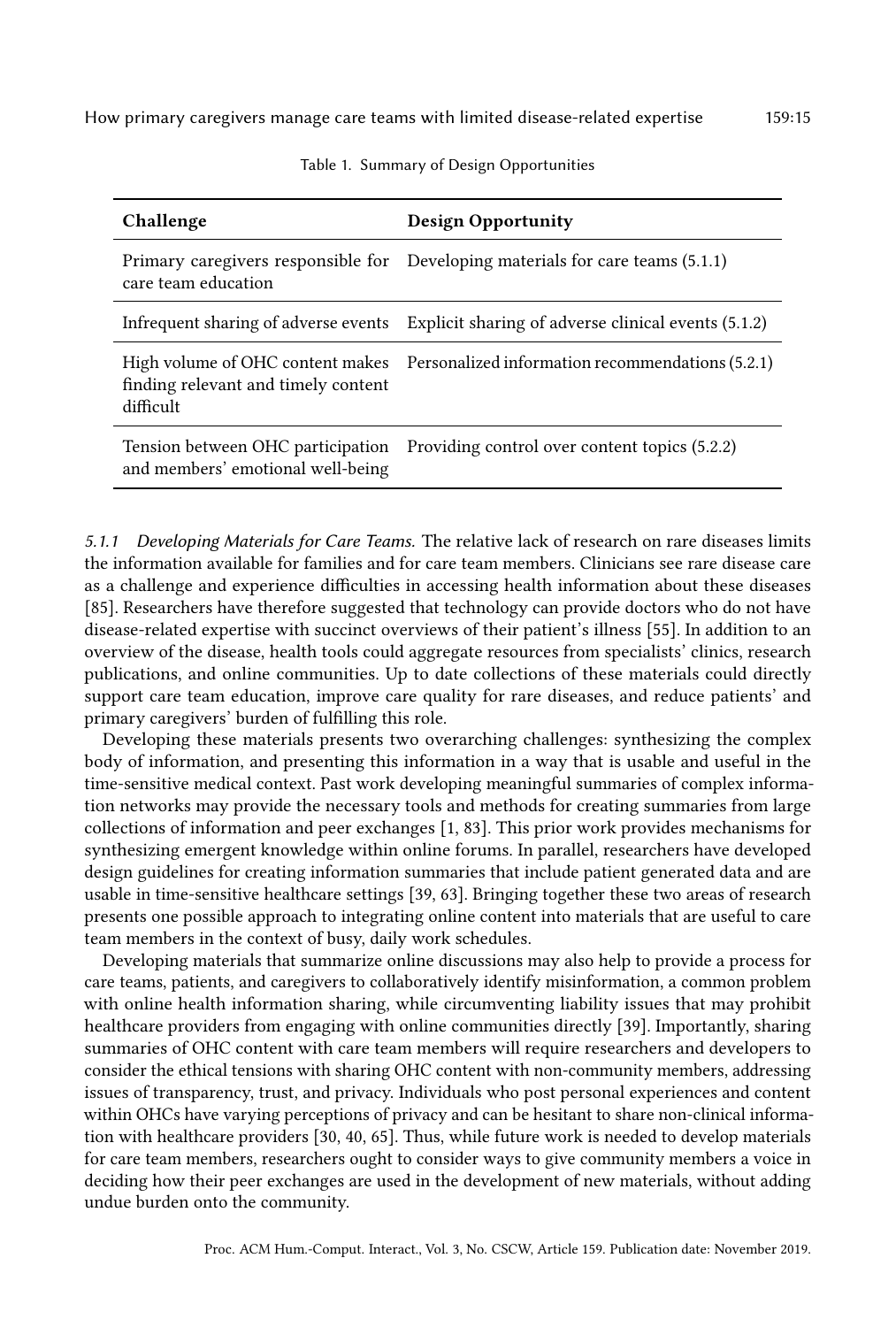Table 1. Summary of Design Opportunities

| Challenge | Design Opportunity |
| --- | --- |
| Primary caregivers responsible for care team education | Developing materials for care teams (5.1.1) |
| Infrequent sharing of adverse events | Explicit sharing of adverse clinical events (5.1.2) |
| High volume of OHC content makes finding relevant and timely content difficult | Personalized information recommendations (5.2.1) |
| Tension between OHC participation and members' emotional well-being | Providing control over content topics (5.2.2) |

#### 5.1.1 *Developing Materials for Care Teams.*

The relative lack of research on rare diseases limits the information available for families and for care team members. Clinicians see rare disease care as a challenge and experience difficulties in accessing health information about these diseases [85]. Researchers have therefore suggested that technology can provide doctors who do not have disease-related expertise with succinct overviews of their patient's illness [55]. In addition to an overview of the disease, health tools could aggregate resources from specialists' clinics, research publications, and online communities. Up to date collections of these materials could directly support care team education, improve care quality for rare diseases, and reduce patients' and primary caregivers' burden of fulfilling this role.

Developing these materials presents two overarching challenges: synthesizing the complex body of information, and presenting this information in a way that is usable and useful in the time-sensitive medical context. Past work developing meaningful summaries of complex information networks may provide the necessary tools and methods for creating summaries from large collections of information and peer exchanges [1, 83]. This prior work provides mechanisms for synthesizing emergent knowledge within online forums. In parallel, researchers have developed design guidelines for creating information summaries that include patient generated data and are usable in time-sensitive healthcare settings [39, 63]. Bringing together these two areas of research presents one possible approach to integrating online content into materials that are useful to care team members in the context of busy, daily work schedules.

Developing materials that summarize online discussions may also help to provide a process for care teams, patients, and caregivers to collaboratively identify misinformation, a common problem with online health information sharing, while circumventing liability issues that may prohibit healthcare providers from engaging with online communities directly [39]. Importantly, sharing summaries of OHC content with care team members will require researchers and developers to consider the ethical tensions with sharing OHC content with non-community members, addressing issues of transparency, trust, and privacy. Individuals who post personal experiences and content within OHCs have varying perceptions of privacy and can be hesitant to share non-clinical information with healthcare providers [30, 40, 65]. Thus, while future work is needed to develop materials for care team members, researchers ought to consider ways to give community members a voice in deciding how their peer exchanges are used in the development of new materials, without adding undue burden onto the community.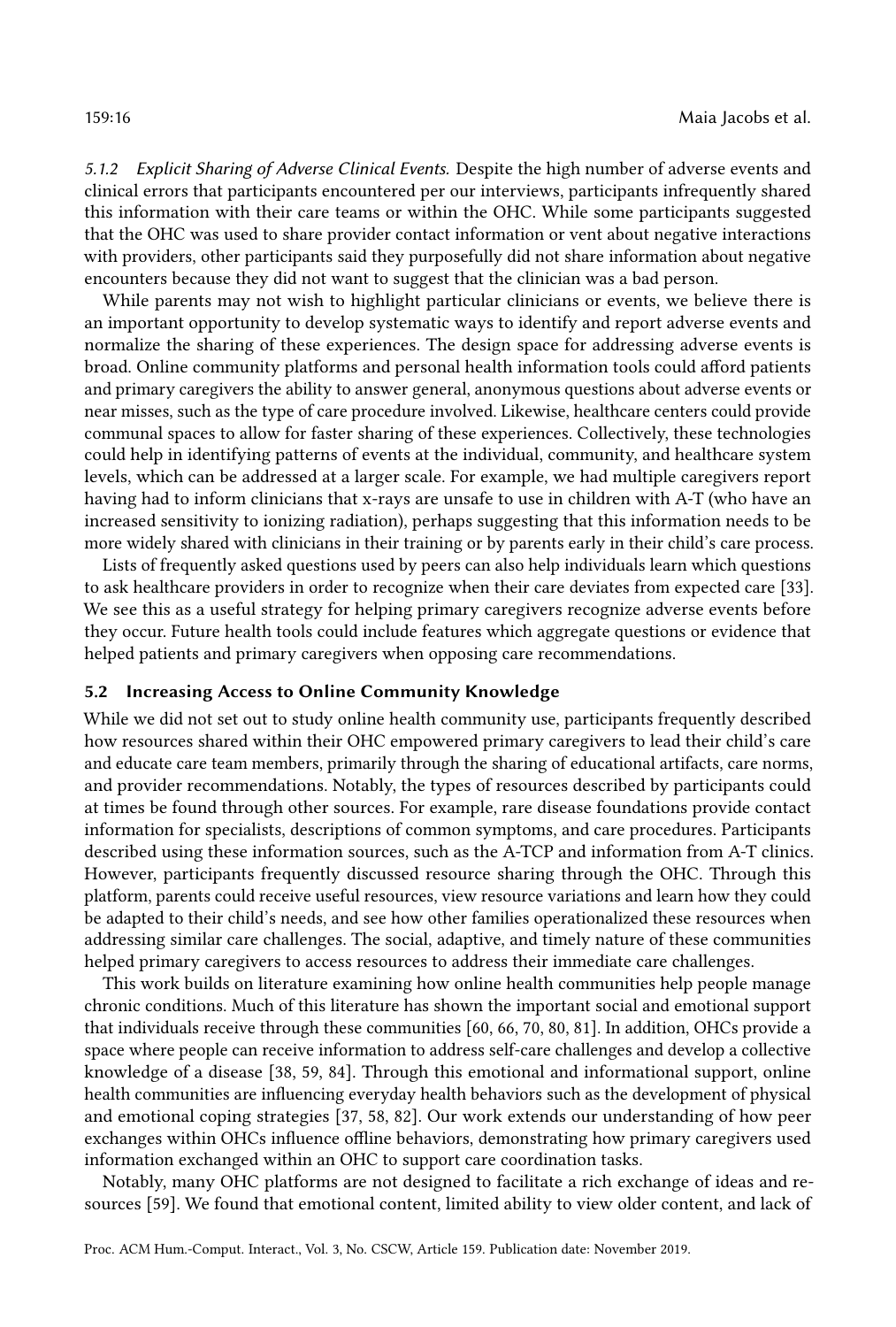#### 5.1.2 *Explicit Sharing of Adverse Clinical Events.*

Despite the high number of adverse events and clinical errors that participants encountered per our interviews, participants infrequently shared this information with their care teams or within the OHC. While some participants suggested that the OHC was used to share provider contact information or vent about negative interactions with providers, other participants said they purposefully did not share information about negative encounters because they did not want to suggest that the clinician was a bad person.

While parents may not wish to highlight particular clinicians or events, we believe there is an important opportunity to develop systematic ways to identify and report adverse events and normalize the sharing of these experiences. The design space for addressing adverse events is broad. Online community platforms and personal health information tools could afford patients and primary caregivers the ability to answer general, anonymous questions about adverse events or near misses, such as the type of care procedure involved. Likewise, healthcare centers could provide communal spaces to allow for faster sharing of these experiences. Collectively, these technologies could help in identifying patterns of events at the individual, community, and healthcare system levels, which can be addressed at a larger scale. For example, we had multiple caregivers report having had to inform clinicians that x-rays are unsafe to use in children with A-T (who have an increased sensitivity to ionizing radiation), perhaps suggesting that this information needs to be more widely shared with clinicians in their training or by parents early in their child's care process.

Lists of frequently asked questions used by peers can also help individuals learn which questions to ask healthcare providers in order to recognize when their care deviates from expected care [33]. We see this as a useful strategy for helping primary caregivers recognize adverse events before they occur. Future health tools could include features which aggregate questions or evidence that helped patients and primary caregivers when opposing care recommendations.

### 5.2 Increasing Access to Online Community Knowledge

While we did not set out to study online health community use, participants frequently described how resources shared within their OHC empowered primary caregivers to lead their child's care and educate care team members, primarily through the sharing of educational artifacts, care norms, and provider recommendations. Notably, the types of resources described by participants could at times be found through other sources. For example, rare disease foundations provide contact information for specialists, descriptions of common symptoms, and care procedures. Participants described using these information sources, such as the A-TCP and information from A-T clinics. However, participants frequently discussed resource sharing through the OHC. Through this platform, parents could receive useful resources, view resource variations and learn how they could be adapted to their child's needs, and see how other families operationalized these resources when addressing similar care challenges. The social, adaptive, and timely nature of these communities helped primary caregivers to access resources to address their immediate care challenges.

This work builds on literature examining how online health communities help people manage chronic conditions. Much of this literature has shown the important social and emotional support that individuals receive through these communities [60, 66, 70, 80, 81]. In addition, OHCs provide a space where people can receive information to address self-care challenges and develop a collective knowledge of a disease [38, 59, 84]. Through this emotional and informational support, online health communities are influencing everyday health behaviors such as the development of physical and emotional coping strategies [37, 58, 82]. Our work extends our understanding of how peer exchanges within OHCs influence offline behaviors, demonstrating how primary caregivers used information exchanged within an OHC to support care coordination tasks.

Notably, many OHC platforms are not designed to facilitate a rich exchange of ideas and resources [59]. We found that emotional content, limited ability to view older content, and lack of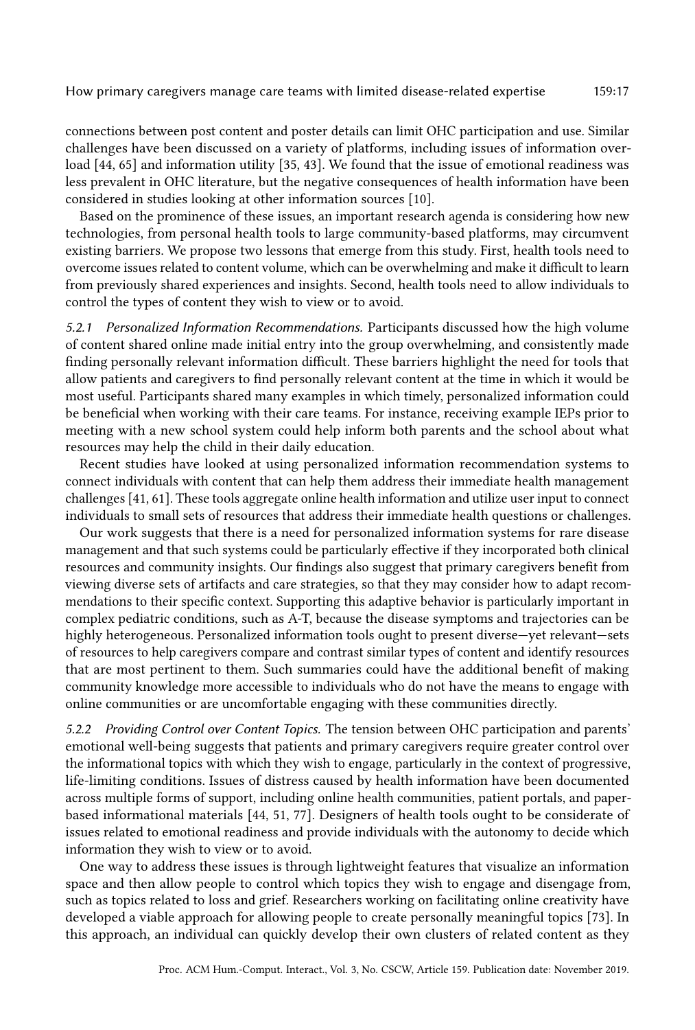connections between post content and poster details can limit OHC participation and use. Similar challenges have been discussed on a variety of platforms, including issues of information overload [44, 65] and information utility [35, 43]. We found that the issue of emotional readiness was less prevalent in OHC literature, but the negative consequences of health information have been considered in studies looking at other information sources [10].

Based on the prominence of these issues, an important research agenda is considering how new technologies, from personal health tools to large community-based platforms, may circumvent existing barriers. We propose two lessons that emerge from this study. First, health tools need to overcome issues related to content volume, which can be overwhelming and make it difficult to learn from previously shared experiences and insights. Second, health tools need to allow individuals to control the types of content they wish to view or to avoid.

*5.2.1 Personalized Information Recommendations.* Participants discussed how the high volume of content shared online made initial entry into the group overwhelming, and consistently made finding personally relevant information difficult. These barriers highlight the need for tools that allow patients and caregivers to find personally relevant content at the time in which it would be most useful. Participants shared many examples in which timely, personalized information could be beneficial when working with their care teams. For instance, receiving example IEPs prior to meeting with a new school system could help inform both parents and the school about what resources may help the child in their daily education.

Recent studies have looked at using personalized information recommendation systems to connect individuals with content that can help them address their immediate health management challenges [41, 61]. These tools aggregate online health information and utilize user input to connect individuals to small sets of resources that address their immediate health questions or challenges.

Our work suggests that there is a need for personalized information systems for rare disease management and that such systems could be particularly effective if they incorporated both clinical resources and community insights. Our findings also suggest that primary caregivers benefit from viewing diverse sets of artifacts and care strategies, so that they may consider how to adapt recommendations to their specific context. Supporting this adaptive behavior is particularly important in complex pediatric conditions, such as A-T, because the disease symptoms and trajectories can be highly heterogeneous. Personalized information tools ought to present diverse—yet relevant—sets of resources to help caregivers compare and contrast similar types of content and identify resources that are most pertinent to them. Such summaries could have the additional benefit of making community knowledge more accessible to individuals who do not have the means to engage with online communities or are uncomfortable engaging with these communities directly.

*5.2.2 Providing Control over Content Topics.* The tension between OHC participation and parents' emotional well-being suggests that patients and primary caregivers require greater control over the informational topics with which they wish to engage, particularly in the context of progressive, life-limiting conditions. Issues of distress caused by health information have been documented across multiple forms of support, including online health communities, patient portals, and paper-based informational materials [44, 51, 77]. Designers of health tools ought to be considerate of issues related to emotional readiness and provide individuals with the autonomy to decide which information they wish to view or to avoid.

One way to address these issues is through lightweight features that visualize an information space and then allow people to control which topics they wish to engage and disengage from, such as topics related to loss and grief. Researchers working on facilitating online creativity have developed a viable approach for allowing people to create personally meaningful topics [73]. In this approach, an individual can quickly develop their own clusters of related content as they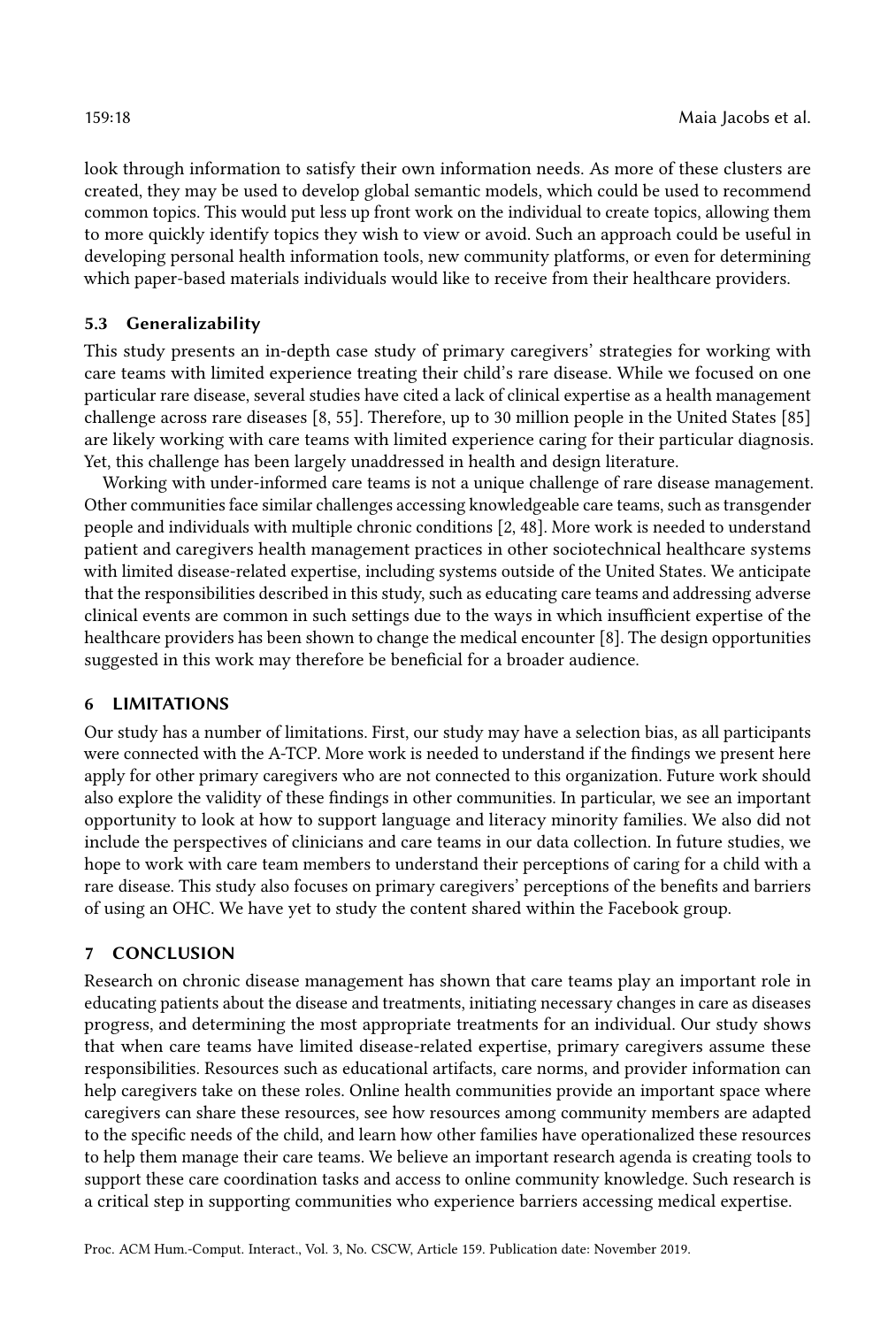look through information to satisfy their own information needs. As more of these clusters are created, they may be used to develop global semantic models, which could be used to recommend common topics. This would put less up front work on the individual to create topics, allowing them to more quickly identify topics they wish to view or avoid. Such an approach could be useful in developing personal health information tools, new community platforms, or even for determining which paper-based materials individuals would like to receive from their healthcare providers.

### 5.3 Generalizability

This study presents an in-depth case study of primary caregivers' strategies for working with care teams with limited experience treating their child's rare disease. While we focused on one particular rare disease, several studies have cited a lack of clinical expertise as a health management challenge across rare diseases [8, 55]. Therefore, up to 30 million people in the United States [85] are likely working with care teams with limited experience caring for their particular diagnosis. Yet, this challenge has been largely unaddressed in health and design literature.

Working with under-informed care teams is not a unique challenge of rare disease management. Other communities face similar challenges accessing knowledgeable care teams, such as transgender people and individuals with multiple chronic conditions [2, 48]. More work is needed to understand patient and caregivers health management practices in other sociotechnical healthcare systems with limited disease-related expertise, including systems outside of the United States. We anticipate that the responsibilities described in this study, such as educating care teams and addressing adverse clinical events are common in such settings due to the ways in which insufficient expertise of the healthcare providers has been shown to change the medical encounter [8]. The design opportunities suggested in this work may therefore be beneficial for a broader audience.

## 6 LIMITATIONS

Our study has a number of limitations. First, our study may have a selection bias, as all participants were connected with the A-TCP. More work is needed to understand if the findings we present here apply for other primary caregivers who are not connected to this organization. Future work should also explore the validity of these findings in other communities. In particular, we see an important opportunity to look at how to support language and literacy minority families. We also did not include the perspectives of clinicians and care teams in our data collection. In future studies, we hope to work with care team members to understand their perceptions of caring for a child with a rare disease. This study also focuses on primary caregivers' perceptions of the benefits and barriers of using an OHC. We have yet to study the content shared within the Facebook group.

## 7 CONCLUSION

Research on chronic disease management has shown that care teams play an important role in educating patients about the disease and treatments, initiating necessary changes in care as diseases progress, and determining the most appropriate treatments for an individual. Our study shows that when care teams have limited disease-related expertise, primary caregivers assume these responsibilities. Resources such as educational artifacts, care norms, and provider information can help caregivers take on these roles. Online health communities provide an important space where caregivers can share these resources, see how resources among community members are adapted to the specific needs of the child, and learn how other families have operationalized these resources to help them manage their care teams. We believe an important research agenda is creating tools to support these care coordination tasks and access to online community knowledge. Such research is a critical step in supporting communities who experience barriers accessing medical expertise.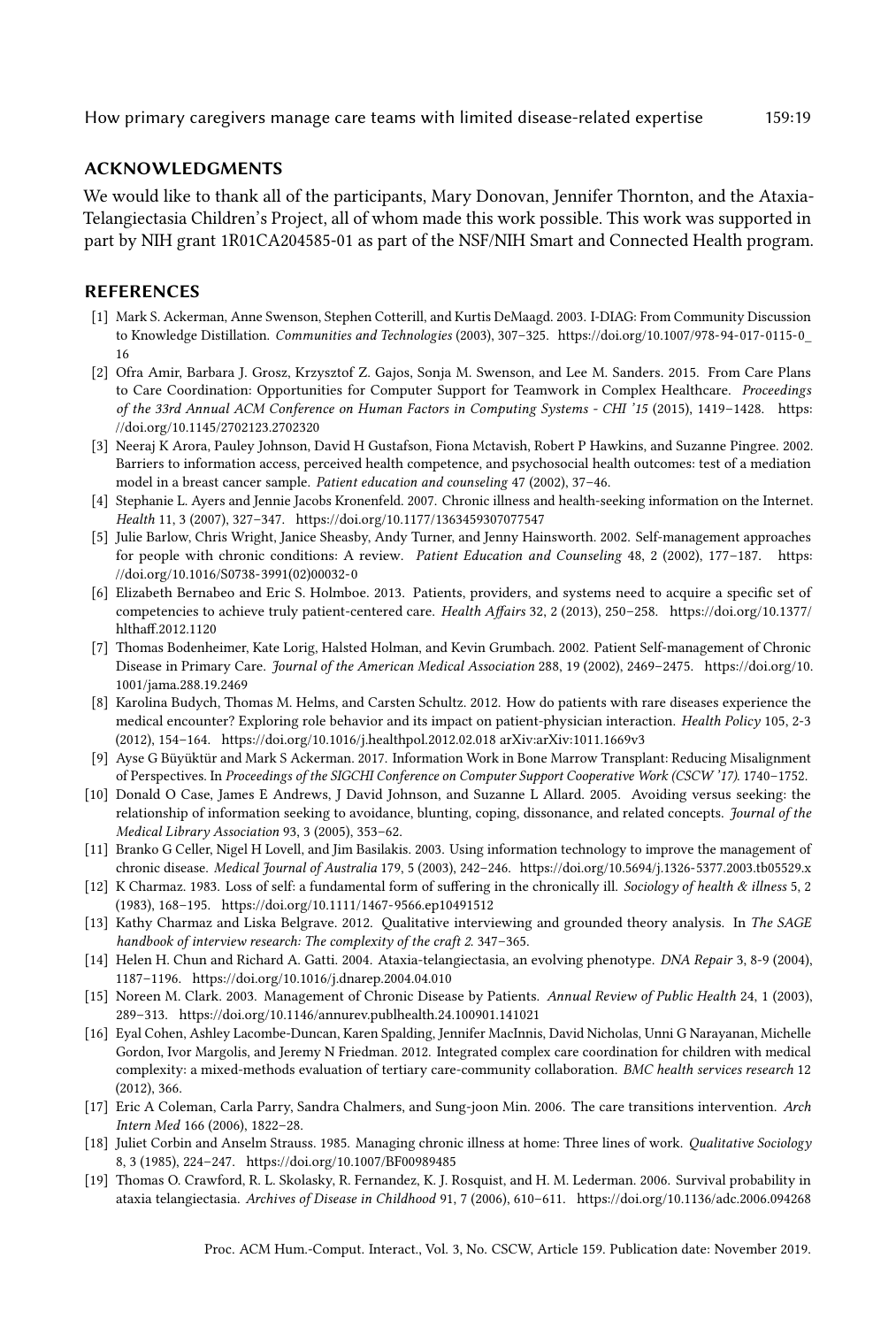## ACKNOWLEDGMENTS

We would like to thank all of the participants, Mary Donovan, Jennifer Thornton, and the Ataxia-Telangiectasia Children's Project, all of whom made this work possible. This work was supported in part by NIH grant 1R01CA204585-01 as part of the NSF/NIH Smart and Connected Health program.

## REFERENCES

- [1] Mark S. Ackerman, Anne Swenson, Stephen Cotterill, and Kurtis DeMaagd. 2003. I-DIAG: From Community Discussion to Knowledge Distillation. *Communities and Technologies* (2003), 307–325. https://doi.org/10.1007/978-94-017-0115-0_16
- [2] Ofra Amir, Barbara J. Grosz, Krzysztof Z. Gajos, Sonja M. Swenson, and Lee M. Sanders. 2015. From Care Plans to Care Coordination: Opportunities for Computer Support for Teamwork in Complex Healthcare. *Proceedings of the 33rd Annual ACM Conference on Human Factors in Computing Systems - CHI '15* (2015), 1419–1428. https://doi.org/10.1145/2702123.2702320
- [3] Neeraj K Arora, Pauley Johnson, David H Gustafson, Fiona Mctavish, Robert P Hawkins, and Suzanne Pingree. 2002. Barriers to information access, perceived health competence, and psychosocial health outcomes: test of a mediation model in a breast cancer sample. *Patient education and counseling* 47 (2002), 37–46.
- [4] Stephanie L. Ayers and Jennie Jacobs Kronenfeld. 2007. Chronic illness and health-seeking information on the Internet. *Health* 11, 3 (2007), 327–347. https://doi.org/10.1177/1363459307077547
- [5] Julie Barlow, Chris Wright, Janice Sheasby, Andy Turner, and Jenny Hainsworth. 2002. Self-management approaches for people with chronic conditions: A review. *Patient Education and Counseling* 48, 2 (2002), 177–187. https://doi.org/10.1016/S0738-3991(02)00032-0
- [6] Elizabeth Bernabeo and Eric S. Holmboe. 2013. Patients, providers, and systems need to acquire a specific set of competencies to achieve truly patient-centered care. *Health Affairs* 32, 2 (2013), 250–258. https://doi.org/10.1377/hlthaff.2012.1120
- [7] Thomas Bodenheimer, Kate Lorig, Halsted Holman, and Kevin Grumbach. 2002. Patient Self-management of Chronic Disease in Primary Care. *Journal of the American Medical Association* 288, 19 (2002), 2469–2475. https://doi.org/10.1001/jama.288.19.2469
- [8] Karolina Budych, Thomas M. Helms, and Carsten Schultz. 2012. How do patients with rare diseases experience the medical encounter? Exploring role behavior and its impact on patient-physician interaction. *Health Policy* 105, 2-3 (2012), 154–164. https://doi.org/10.1016/j.healthpol.2012.02.018 arXiv:arXiv:1011.1669v3
- [9] Ayse G Büyüktür and Mark S Ackerman. 2017. Information Work in Bone Marrow Transplant: Reducing Misalignment of Perspectives. In *Proceedings of the SIGCHI Conference on Computer Support Cooperative Work (CSCW '17)*. 1740–1752.
- [10] Donald O Case, James E Andrews, J David Johnson, and Suzanne L Allard. 2005. Avoiding versus seeking: the relationship of information seeking to avoidance, blunting, coping, dissonance, and related concepts. *Journal of the Medical Library Association* 93, 3 (2005), 353–62.
- [11] Branko G Celler, Nigel H Lovell, and Jim Basilakis. 2003. Using information technology to improve the management of chronic disease. *Medical Journal of Australia* 179, 5 (2003), 242–246. https://doi.org/10.5694/j.1326-5377.2003.tb05529.x
- [12] K Charmaz. 1983. Loss of self: a fundamental form of suffering in the chronically ill. *Sociology of health & illness* 5, 2 (1983), 168–195. https://doi.org/10.1111/1467-9566.ep10491512
- [13] Kathy Charmaz and Liska Belgrave. 2012. Qualitative interviewing and grounded theory analysis. In *The SAGE handbook of interview research: The complexity of the craft 2*. 347–365.
- [14] Helen H. Chun and Richard A. Gatti. 2004. Ataxia-telangiectasia, an evolving phenotype. *DNA Repair* 3, 8-9 (2004), 1187–1196. https://doi.org/10.1016/j.dnarep.2004.04.010
- [15] Noreen M. Clark. 2003. Management of Chronic Disease by Patients. *Annual Review of Public Health* 24, 1 (2003), 289–313. https://doi.org/10.1146/annurev.publhealth.24.100901.141021
- [16] Eyal Cohen, Ashley Lacombe-Duncan, Karen Spalding, Jennifer MacInnis, David Nicholas, Unni G Narayanan, Michelle Gordon, Ivor Margolis, and Jeremy N Friedman. 2012. Integrated complex care coordination for children with medical complexity: a mixed-methods evaluation of tertiary care-community collaboration. *BMC health services research* 12 (2012), 366.
- [17] Eric A Coleman, Carla Parry, Sandra Chalmers, and Sung-joon Min. 2006. The care transitions intervention. *Arch Intern Med* 166 (2006), 1822–28.
- [18] Juliet Corbin and Anselm Strauss. 1985. Managing chronic illness at home: Three lines of work. *Qualitative Sociology* 8, 3 (1985), 224–247. https://doi.org/10.1007/BF00989485
- [19] Thomas O. Crawford, R. L. Skolasky, R. Fernandez, K. J. Rosquist, and H. M. Lederman. 2006. Survival probability in ataxia telangiectasia. *Archives of Disease in Childhood* 91, 7 (2006), 610–611. https://doi.org/10.1136/adc.2006.094268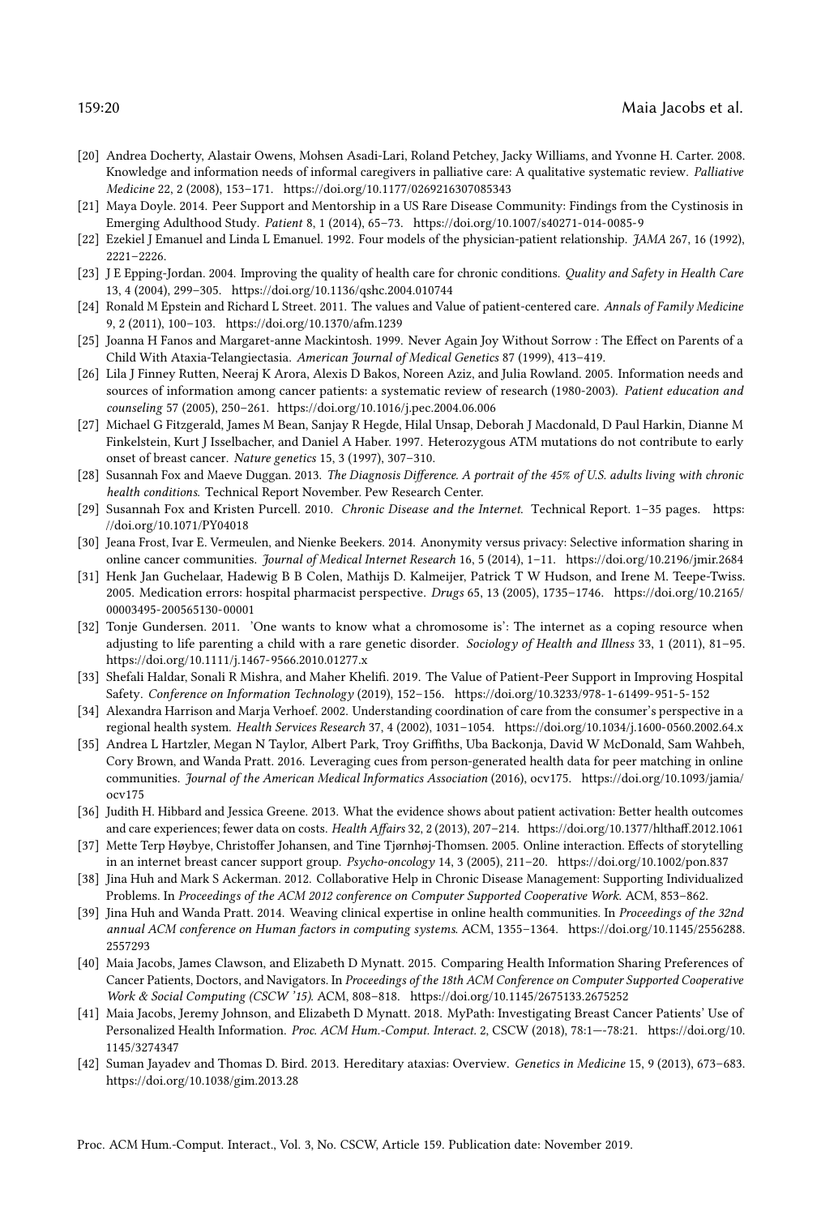[20] Andrea Docherty, Alastair Owens, Mohsen Asadi-Lari, Roland Petchey, Jacky Williams, and Yvonne H. Carter. 2008. Knowledge and information needs of informal caregivers in palliative care: A qualitative systematic review. *Palliative Medicine* 22, 2 (2008), 153–171. https://doi.org/10.1177/0269216307085343

[21] Maya Doyle. 2014. Peer Support and Mentorship in a US Rare Disease Community: Findings from the Cystinosis in Emerging Adulthood Study. *Patient* 8, 1 (2014), 65–73. https://doi.org/10.1007/s40271-014-0085-9

[22] Ezekiel J Emanuel and Linda L Emanuel. 1992. Four models of the physician-patient relationship. *JAMA* 267, 16 (1992), 2221–2226.

[23] J E Epping-Jordan. 2004. Improving the quality of health care for chronic conditions. *Quality and Safety in Health Care* 13, 4 (2004), 299–305. https://doi.org/10.1136/qshc.2004.010744

[24] Ronald M Epstein and Richard L Street. 2011. The values and Value of patient-centered care. *Annals of Family Medicine* 9, 2 (2011), 100–103. https://doi.org/10.1370/afm.1239

[25] Joanna H Fanos and Margaret-anne Mackintosh. 1999. Never Again Joy Without Sorrow : The Effect on Parents of a Child With Ataxia-Telangiectasia. *American Journal of Medical Genetics* 87 (1999), 413–419.

[26] Lila J Finney Rutten, Neeraj K Arora, Alexis D Bakos, Noreen Aziz, and Julia Rowland. 2005. Information needs and sources of information among cancer patients: a systematic review of research (1980-2003). *Patient education and counseling* 57 (2005), 250–261. https://doi.org/10.1016/j.pec.2004.06.006

[27] Michael G Fitzgerald, James M Bean, Sanjay R Hegde, Hilal Unsap, Deborah J Macdonald, D Paul Harkin, Dianne M Finkelstein, Kurt J Isselbacher, and Daniel A Haber. 1997. Heterozygous ATM mutations do not contribute to early onset of breast cancer. *Nature genetics* 15, 3 (1997), 307–310.

[28] Susannah Fox and Maeve Duggan. 2013. *The Diagnosis Difference. A portrait of the 45% of U.S. adults living with chronic health conditions.* Technical Report November. Pew Research Center.

[29] Susannah Fox and Kristen Purcell. 2010. *Chronic Disease and the Internet.* Technical Report. 1–35 pages. https://doi.org/10.1071/PY04018

[30] Jeana Frost, Ivar E. Vermeulen, and Nienke Beekers. 2014. Anonymity versus privacy: Selective information sharing in online cancer communities. *Journal of Medical Internet Research* 16, 5 (2014), 1–11. https://doi.org/10.2196/jmir.2684

[31] Henk Jan Guchelaar, Hadewig B B Colen, Mathijs D. Kalmeijer, Patrick T W Hudson, and Irene M. Teepe-Twiss. 2005. Medication errors: hospital pharmacist perspective. *Drugs* 65, 13 (2005), 1735–1746. https://doi.org/10.2165/00003495-200565130-00001

[32] Tonje Gundersen. 2011. 'One wants to know what a chromosome is': The internet as a coping resource when adjusting to life parenting a child with a rare genetic disorder. *Sociology of Health and Illness* 33, 1 (2011), 81–95. https://doi.org/10.1111/j.1467-9566.2010.01277.x

[33] Shefali Haldar, Sonali R Mishra, and Maher Khelifi. 2019. The Value of Patient-Peer Support in Improving Hospital Safety. *Conference on Information Technology* (2019), 152–156. https://doi.org/10.3233/978-1-61499-951-5-152

[34] Alexandra Harrison and Marja Verhoef. 2002. Understanding coordination of care from the consumer's perspective in a regional health system. *Health Services Research* 37, 4 (2002), 1031–1054. https://doi.org/10.1034/j.1600-0560.2002.64.x

[35] Andrea L Hartzler, Megan N Taylor, Albert Park, Troy Griffiths, Uba Backonja, David W McDonald, Sam Wahbeh, Cory Brown, and Wanda Pratt. 2016. Leveraging cues from person-generated health data for peer matching in online communities. *Journal of the American Medical Informatics Association* (2016), ocv175. https://doi.org/10.1093/jamia/ocv175

[36] Judith H. Hibbard and Jessica Greene. 2013. What the evidence shows about patient activation: Better health outcomes and care experiences; fewer data on costs. *Health Affairs* 32, 2 (2013), 207–214. https://doi.org/10.1377/hlthaff.2012.1061

[37] Mette Terp Høybye, Christoffer Johansen, and Tine Tjørnhøj-Thomsen. 2005. Online interaction. Effects of storytelling in an internet breast cancer support group. *Psycho-oncology* 14, 3 (2005), 211–20. https://doi.org/10.1002/pon.837

[38] Jina Huh and Mark S Ackerman. 2012. Collaborative Help in Chronic Disease Management: Supporting Individualized Problems. In *Proceedings of the ACM 2012 conference on Computer Supported Cooperative Work*. ACM, 853–862.

[39] Jina Huh and Wanda Pratt. 2014. Weaving clinical expertise in online health communities. In *Proceedings of the 32nd annual ACM conference on Human factors in computing systems*. ACM, 1355–1364. https://doi.org/10.1145/2556288.2557293

[40] Maia Jacobs, James Clawson, and Elizabeth D Mynatt. 2015. Comparing Health Information Sharing Preferences of Cancer Patients, Doctors, and Navigators. In *Proceedings of the 18th ACM Conference on Computer Supported Cooperative Work & Social Computing (CSCW '15)*. ACM, 808–818. https://doi.org/10.1145/2675133.2675252

[41] Maia Jacobs, Jeremy Johnson, and Elizabeth D Mynatt. 2018. MyPath: Investigating Breast Cancer Patients' Use of Personalized Health Information. *Proc. ACM Hum.-Comput. Interact.* 2, CSCW (2018), 78:1—-78:21. https://doi.org/10.1145/3274347

[42] Suman Jayadev and Thomas D. Bird. 2013. Hereditary ataxias: Overview. *Genetics in Medicine* 15, 9 (2013), 673–683. https://doi.org/10.1038/gim.2013.28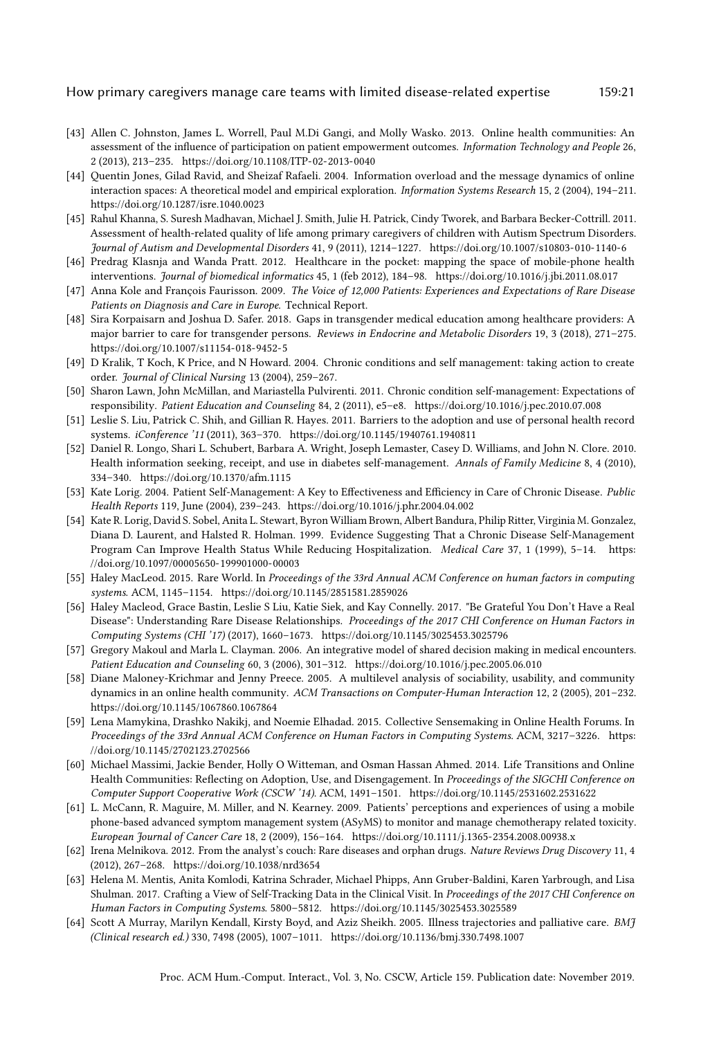[43] Allen C. Johnston, James L. Worrell, Paul M.Di Gangi, and Molly Wasko. 2013. Online health communities: An assessment of the influence of participation on patient empowerment outcomes. *Information Technology and People* 26, 2 (2013), 213–235. https://doi.org/10.1108/ITP-02-2013-0040

[44] Quentin Jones, Gilad Ravid, and Sheizaf Rafaeli. 2004. Information overload and the message dynamics of online interaction spaces: A theoretical model and empirical exploration. *Information Systems Research* 15, 2 (2004), 194–211. https://doi.org/10.1287/isre.1040.0023

[45] Rahul Khanna, S. Suresh Madhavan, Michael J. Smith, Julie H. Patrick, Cindy Tworek, and Barbara Becker-Cottrill. 2011. Assessment of health-related quality of life among primary caregivers of children with Autism Spectrum Disorders. *Journal of Autism and Developmental Disorders* 41, 9 (2011), 1214–1227. https://doi.org/10.1007/s10803-010-1140-6

[46] Predrag Klasnja and Wanda Pratt. 2012. Healthcare in the pocket: mapping the space of mobile-phone health interventions. *Journal of biomedical informatics* 45, 1 (feb 2012), 184–98. https://doi.org/10.1016/j.jbi.2011.08.017

[47] Anna Kole and François Faurisson. 2009. *The Voice of 12,000 Patients: Experiences and Expectations of Rare Disease Patients on Diagnosis and Care in Europe.* Technical Report.

[48] Sira Korpaisarn and Joshua D. Safer. 2018. Gaps in transgender medical education among healthcare providers: A major barrier to care for transgender persons. *Reviews in Endocrine and Metabolic Disorders* 19, 3 (2018), 271–275. https://doi.org/10.1007/s11154-018-9452-5

[49] D Kralik, T Koch, K Price, and N Howard. 2004. Chronic conditions and self management: taking action to create order. *Journal of Clinical Nursing* 13 (2004), 259–267.

[50] Sharon Lawn, John McMillan, and Mariastella Pulvirenti. 2011. Chronic condition self-management: Expectations of responsibility. *Patient Education and Counseling* 84, 2 (2011), e5–e8. https://doi.org/10.1016/j.pec.2010.07.008

[51] Leslie S. Liu, Patrick C. Shih, and Gillian R. Hayes. 2011. Barriers to the adoption and use of personal health record systems. *iConference '11* (2011), 363–370. https://doi.org/10.1145/1940761.1940811

[52] Daniel R. Longo, Shari L. Schubert, Barbara A. Wright, Joseph Lemaster, Casey D. Williams, and John N. Clore. 2010. Health information seeking, receipt, and use in diabetes self-management. *Annals of Family Medicine* 8, 4 (2010), 334–340. https://doi.org/10.1370/afm.1115

[53] Kate Lorig. 2004. Patient Self-Management: A Key to Effectiveness and Efficiency in Care of Chronic Disease. *Public Health Reports* 119, June (2004), 239–243. https://doi.org/10.1016/j.phr.2004.04.002

[54] Kate R. Lorig, David S. Sobel, Anita L. Stewart, Byron William Brown, Albert Bandura, Philip Ritter, Virginia M. Gonzalez, Diana D. Laurent, and Halsted R. Holman. 1999. Evidence Suggesting That a Chronic Disease Self-Management Program Can Improve Health Status While Reducing Hospitalization. *Medical Care* 37, 1 (1999), 5–14. https://doi.org/10.1097/00005650-199901000-00003

[55] Haley MacLeod. 2015. Rare World. In *Proceedings of the 33rd Annual ACM Conference on human factors in computing systems*. ACM, 1145–1154. https://doi.org/10.1145/2851581.2859026

[56] Haley Macleod, Grace Bastin, Leslie S Liu, Katie Siek, and Kay Connelly. 2017. "Be Grateful You Don't Have a Real Disease": Understanding Rare Disease Relationships. *Proceedings of the 2017 CHI Conference on Human Factors in Computing Systems (CHI '17)* (2017), 1660–1673. https://doi.org/10.1145/3025453.3025796

[57] Gregory Makoul and Marla L. Clayman. 2006. An integrative model of shared decision making in medical encounters. *Patient Education and Counseling* 60, 3 (2006), 301–312. https://doi.org/10.1016/j.pec.2005.06.010

[58] Diane Maloney-Krichmar and Jenny Preece. 2005. A multilevel analysis of sociability, usability, and community dynamics in an online health community. *ACM Transactions on Computer-Human Interaction* 12, 2 (2005), 201–232. https://doi.org/10.1145/1067860.1067864

[59] Lena Mamykina, Drashko Nakikj, and Noemie Elhadad. 2015. Collective Sensemaking in Online Health Forums. In *Proceedings of the 33rd Annual ACM Conference on Human Factors in Computing Systems*. ACM, 3217–3226. https://doi.org/10.1145/2702123.2702566

[60] Michael Massimi, Jackie Bender, Holly O Witteman, and Osman Hassan Ahmed. 2014. Life Transitions and Online Health Communities: Reflecting on Adoption, Use, and Disengagement. In *Proceedings of the SIGCHI Conference on Computer Supported Cooperative Work (CSCW '14)*. ACM, 1491–1501. https://doi.org/10.1145/2531602.2531622

[61] L. McCann, R. Maguire, M. Miller, and N. Kearney. 2009. Patients' perceptions and experiences of using a mobile phone-based advanced symptom management system (ASyMS) to monitor and manage chemotherapy related toxicity. *European Journal of Cancer Care* 18, 2 (2009), 156–164. https://doi.org/10.1111/j.1365-2354.2008.00938.x

[62] Irena Melnikova. 2012. From the analyst's couch: Rare diseases and orphan drugs. *Nature Reviews Drug Discovery* 11, 4 (2012), 267–268. https://doi.org/10.1038/nrd3654

[63] Helena M. Mentis, Anita Komlodi, Katrina Schrader, Michael Phipps, Ann Gruber-Baldini, Karen Yarbrough, and Lisa Shulman. 2017. Crafting a View of Self-Tracking Data in the Clinical Visit. In *Proceedings of the 2017 CHI Conference on Human Factors in Computing Systems*. 5800–5812. https://doi.org/10.1145/3025453.3025589

[64] Scott A Murray, Marilyn Kendall, Kirsty Boyd, and Aziz Sheikh. 2005. Illness trajectories and palliative care. *BMJ (Clinical research ed.)* 330, 7498 (2005), 1007–1011. https://doi.org/10.1136/bmj.330.7498.1007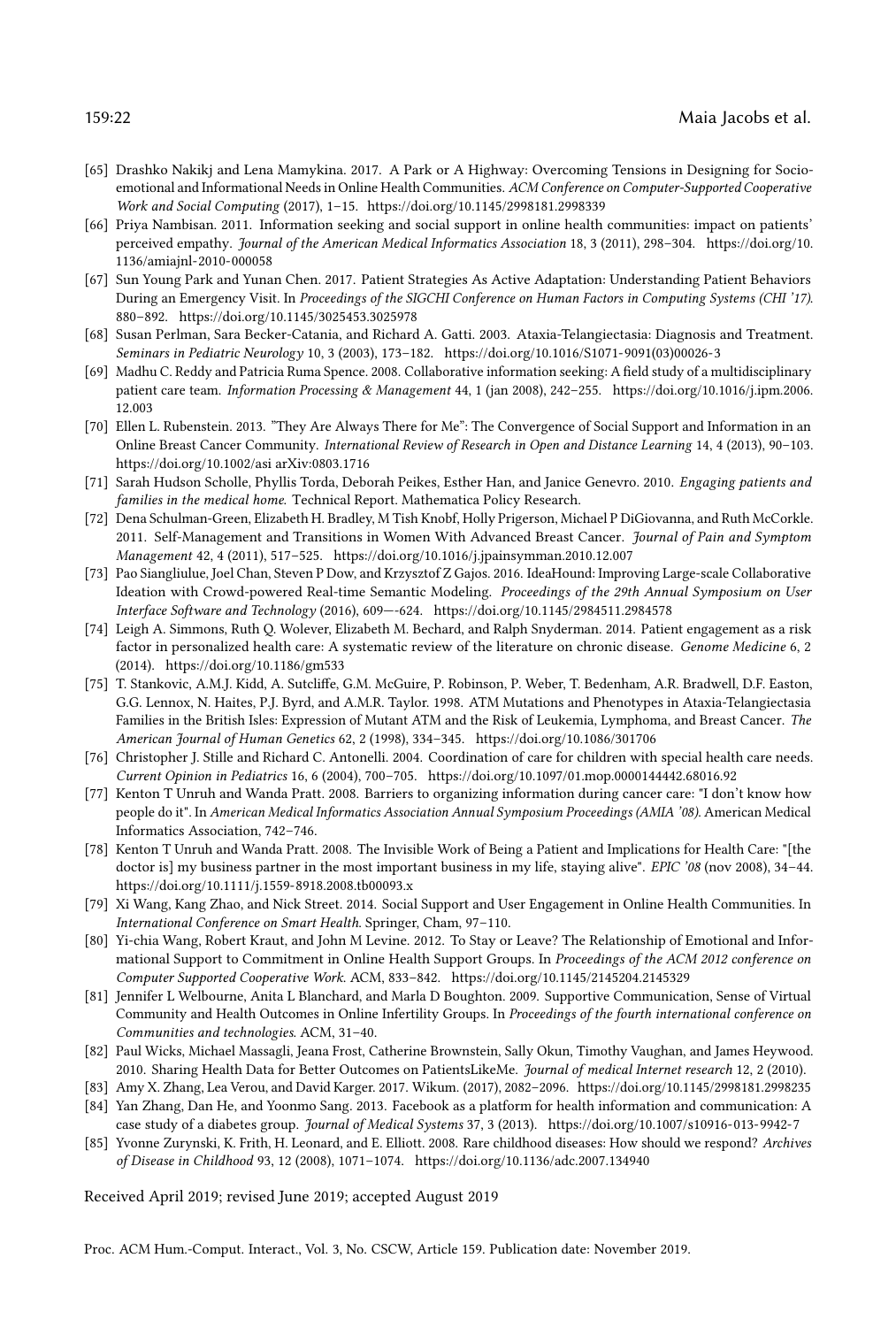[65] Drashko Nakikj and Lena Mamykina. 2017. A Park or A Highway: Overcoming Tensions in Designing for Socio-emotional and Informational Needs in Online Health Communities. *ACM Conference on Computer-Supported Cooperative Work and Social Computing* (2017), 1–15. https://doi.org/10.1145/2998181.2998339

[66] Priya Nambisan. 2011. Information seeking and social support in online health communities: impact on patients' perceived empathy. *Journal of the American Medical Informatics Association* 18, 3 (2011), 298–304. https://doi.org/10.1136/amiajnl-2010-000058

[67] Sun Young Park and Yunan Chen. 2017. Patient Strategies As Active Adaptation: Understanding Patient Behaviors During an Emergency Visit. In *Proceedings of the SIGCHI Conference on Human Factors in Computing Systems (CHI '17)*. 880–892. https://doi.org/10.1145/3025453.3025978

[68] Susan Perlman, Sara Becker-Catania, and Richard A. Gatti. 2003. Ataxia-Telangiectasia: Diagnosis and Treatment. *Seminars in Pediatric Neurology* 10, 3 (2003), 173–182. https://doi.org/10.1016/S1071-9091(03)00026-3

[69] Madhu C. Reddy and Patricia Ruma Spence. 2008. Collaborative information seeking: A field study of a multidisciplinary patient care team. *Information Processing & Management* 44, 1 (jan 2008), 242–255. https://doi.org/10.1016/j.ipm.2006.12.003

[70] Ellen L. Rubenstein. 2013. "They Are Always There for Me": The Convergence of Social Support and Information in an Online Breast Cancer Community. *International Review of Research in Open and Distance Learning* 14, 4 (2013), 90–103. https://doi.org/10.1002/asi arXiv:0803.1716

[71] Sarah Hudson Scholle, Phyllis Torda, Deborah Peikes, Esther Han, and Janice Genevro. 2010. *Engaging patients and families in the medical home*. Technical Report. Mathematica Policy Research.

[72] Dena Schulman-Green, Elizabeth H. Bradley, M Tish Knobf, Holly Prigerson, Michael P DiGiovanna, and Ruth McCorkle. 2011. Self-Management and Transitions in Women With Advanced Breast Cancer. *Journal of Pain and Symptom Management* 42, 4 (2011), 517–525. https://doi.org/10.1016/j.jpainsymman.2010.12.007

[73] Pao Siangliulue, Joel Chan, Steven P Dow, and Krzysztof Z Gajos. 2016. IdeaHound: Improving Large-scale Collaborative Ideation with Crowd-powered Real-time Semantic Modeling. *Proceedings of the 29th Annual Symposium on User Interface Software and Technology* (2016), 609—-624. https://doi.org/10.1145/2984511.2984578

[74] Leigh A. Simmons, Ruth Q. Wolever, Elizabeth M. Bechard, and Ralph Snyderman. 2014. Patient engagement as a risk factor in personalized health care: A systematic review of the literature on chronic disease. *Genome Medicine* 6, 2 (2014). https://doi.org/10.1186/gm533

[75] T. Stankovic, A.M.J. Kidd, A. Sutcliffe, G.M. McGuire, P. Robinson, P. Weber, T. Bedenham, A.R. Bradwell, D.F. Easton, G.G. Lennox, N. Haites, P.J. Byrd, and A.M.R. Taylor. 1998. ATM Mutations and Phenotypes in Ataxia-Telangiectasia Families in the British Isles: Expression of Mutant ATM and the Risk of Leukemia, Lymphoma, and Breast Cancer. *The American Journal of Human Genetics* 62, 2 (1998), 334–345. https://doi.org/10.1086/301706

[76] Christopher J. Stille and Richard C. Antonelli. 2004. Coordination of care for children with special health care needs. *Current Opinion in Pediatrics* 16, 6 (2004), 700–705. https://doi.org/10.1097/01.mop.0000144442.68016.92

[77] Kenton T Unruh and Wanda Pratt. 2008. Barriers to organizing information during cancer care: "I don't know how people do it". In *American Medical Informatics Association Annual Symposium Proceedings (AMIA '08)*. American Medical Informatics Association, 742–746.

[78] Kenton T Unruh and Wanda Pratt. 2008. The Invisible Work of Being a Patient and Implications for Health Care: "[the doctor is] my business partner in the most important business in my life, staying alive". *EPIC '08* (nov 2008), 34–44. https://doi.org/10.1111/j.1559-8918.2008.tb00093.x

[79] Xi Wang, Kang Zhao, and Nick Street. 2014. Social Support and User Engagement in Online Health Communities. In *International Conference on Smart Health*. Springer, Cham, 97–110.

[80] Yi-chia Wang, Robert Kraut, and John M Levine. 2012. To Stay or Leave? The Relationship of Emotional and Informational Support to Commitment in Online Health Support Groups. In *Proceedings of the ACM 2012 conference on Computer Supported Cooperative Work*. ACM, 833–842. https://doi.org/10.1145/2145204.2145329

[81] Jennifer L Welbourne, Anita L Blanchard, and Marla D Boughton. 2009. Supportive Communication, Sense of Virtual Community and Health Outcomes in Online Infertility Groups. In *Proceedings of the fourth international conference on Communities and technologies*. ACM, 31–40.

[82] Paul Wicks, Michael Massagli, Jeana Frost, Catherine Brownstein, Sally Okun, Timothy Vaughan, and James Heywood. 2010. Sharing Health Data for Better Outcomes on PatientsLikeMe. *Journal of medical Internet research* 12, 2 (2010).

[83] Amy X. Zhang, Lea Verou, and David Karger. 2017. Wikum. (2017), 2082–2096. https://doi.org/10.1145/2998181.2998235

[84] Yan Zhang, Dan He, and Yoonmo Sang. 2013. Facebook as a platform for health information and communication: A case study of a diabetes group. *Journal of Medical Systems* 37, 3 (2013). https://doi.org/10.1007/s10916-013-9942-7

[85] Yvonne Zurynski, K. Frith, H. Leonard, and E. Elliott. 2008. Rare childhood diseases: How should we respond? *Archives of Disease in Childhood* 93, 12 (2008), 1071–1074. https://doi.org/10.1136/adc.2007.134940

Received April 2019; revised June 2019; accepted August 2019